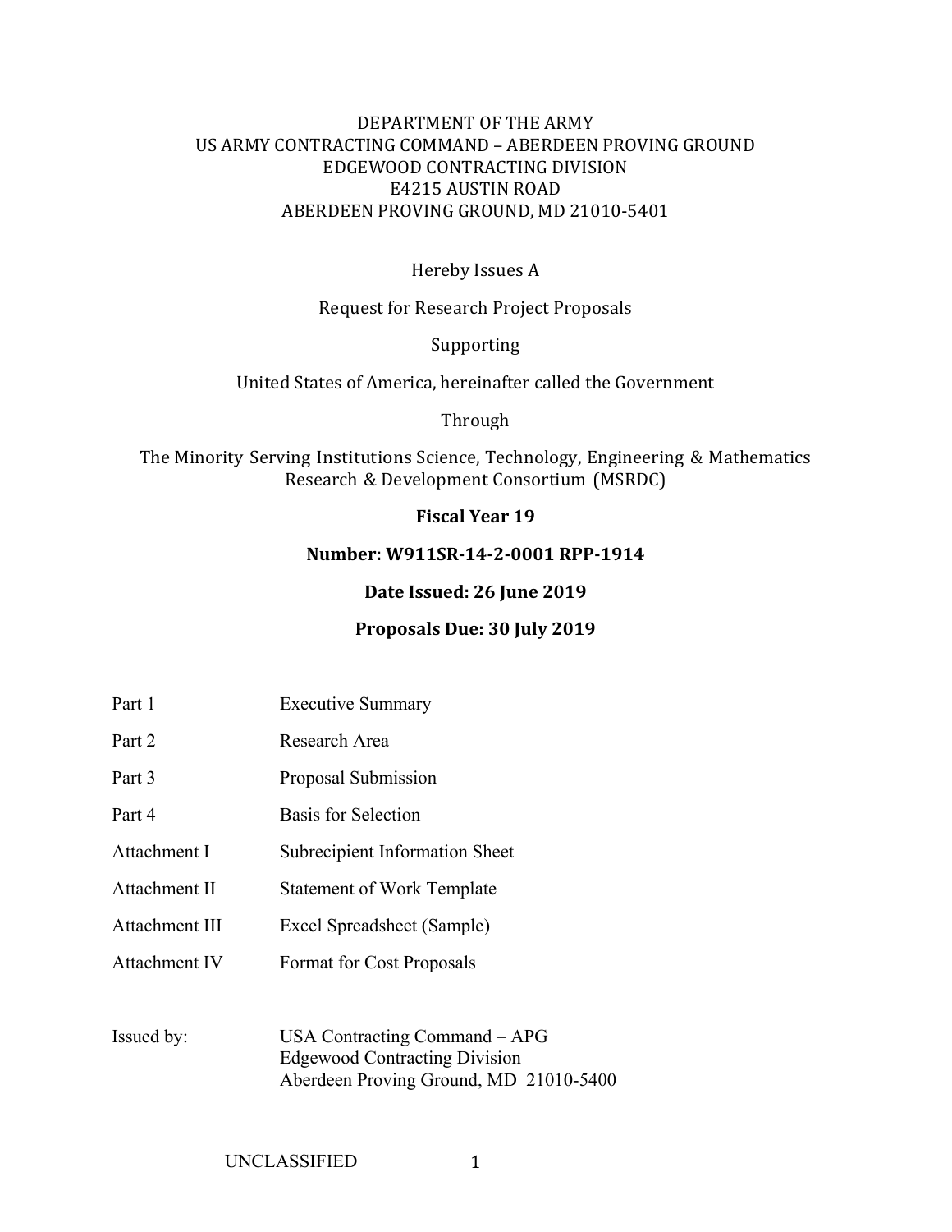DEPARTMENT OF THE ARMY
US ARMY CONTRACTING COMMAND – ABERDEEN PROVING GROUND
EDGEWOOD CONTRACTING DIVISION
E4215 AUSTIN ROAD
ABERDEEN PROVING GROUND, MD 21010-5401

Hereby Issues A

Request for Research Project Proposals

Supporting

United States of America, hereinafter called the Government

Through

The Minority Serving Institutions Science, Technology, Engineering & Mathematics Research & Development Consortium (MSRDC)

**Fiscal Year 19**

**Number: W911SR-14-2-0001 RPP-1914**

**Date Issued: 26 June 2019**

**Proposals Due: 30 July 2019**

| | |
|---|---|
| Part 1 | Executive Summary |
| Part 2 | Research Area |
| Part 3 | Proposal Submission |
| Part 4 | Basis for Selection |
| Attachment I | Subrecipient Information Sheet |
| Attachment II | Statement of Work Template |
| Attachment III | Excel Spreadsheet (Sample) |
| Attachment IV | Format for Cost Proposals |

Issued by: USA Contracting Command – APG
Edgewood Contracting Division
Aberdeen Proving Ground, MD 21010-5400

UNCLASSIFIED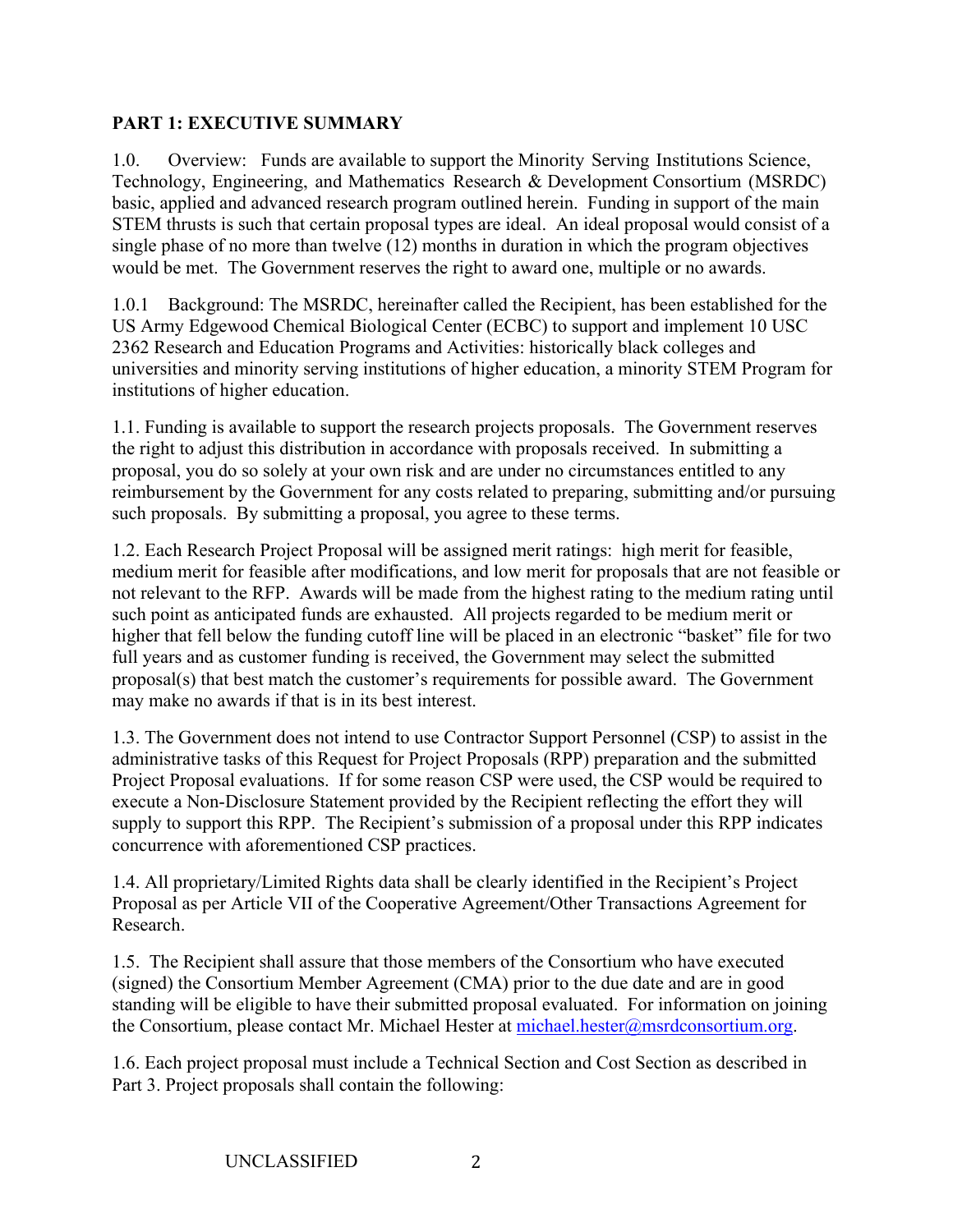## PART 1: EXECUTIVE SUMMARY

1.0. Overview: Funds are available to support the Minority Serving Institutions Science, Technology, Engineering, and Mathematics Research & Development Consortium (MSRDC) basic, applied and advanced research program outlined herein. Funding in support of the main STEM thrusts is such that certain proposal types are ideal. An ideal proposal would consist of a single phase of no more than twelve (12) months in duration in which the program objectives would be met. The Government reserves the right to award one, multiple or no awards.

1.0.1 Background: The MSRDC, hereinafter called the Recipient, has been established for the US Army Edgewood Chemical Biological Center (ECBC) to support and implement 10 USC 2362 Research and Education Programs and Activities: historically black colleges and universities and minority serving institutions of higher education, a minority STEM Program for institutions of higher education.

1.1. Funding is available to support the research projects proposals. The Government reserves the right to adjust this distribution in accordance with proposals received. In submitting a proposal, you do so solely at your own risk and are under no circumstances entitled to any reimbursement by the Government for any costs related to preparing, submitting and/or pursuing such proposals. By submitting a proposal, you agree to these terms.

1.2. Each Research Project Proposal will be assigned merit ratings: high merit for feasible, medium merit for feasible after modifications, and low merit for proposals that are not feasible or not relevant to the RFP. Awards will be made from the highest rating to the medium rating until such point as anticipated funds are exhausted. All projects regarded to be medium merit or higher that fell below the funding cutoff line will be placed in an electronic "basket" file for two full years and as customer funding is received, the Government may select the submitted proposal(s) that best match the customer's requirements for possible award. The Government may make no awards if that is in its best interest.

1.3. The Government does not intend to use Contractor Support Personnel (CSP) to assist in the administrative tasks of this Request for Project Proposals (RPP) preparation and the submitted Project Proposal evaluations. If for some reason CSP were used, the CSP would be required to execute a Non-Disclosure Statement provided by the Recipient reflecting the effort they will supply to support this RPP. The Recipient's submission of a proposal under this RPP indicates concurrence with aforementioned CSP practices.

1.4. All proprietary/Limited Rights data shall be clearly identified in the Recipient's Project Proposal as per Article VII of the Cooperative Agreement/Other Transactions Agreement for Research.

1.5. The Recipient shall assure that those members of the Consortium who have executed (signed) the Consortium Member Agreement (CMA) prior to the due date and are in good standing will be eligible to have their submitted proposal evaluated. For information on joining the Consortium, please contact Mr. Michael Hester at michael.hester@msrdconsortium.org.

1.6. Each project proposal must include a Technical Section and Cost Section as described in Part 3. Project proposals shall contain the following:

UNCLASSIFIED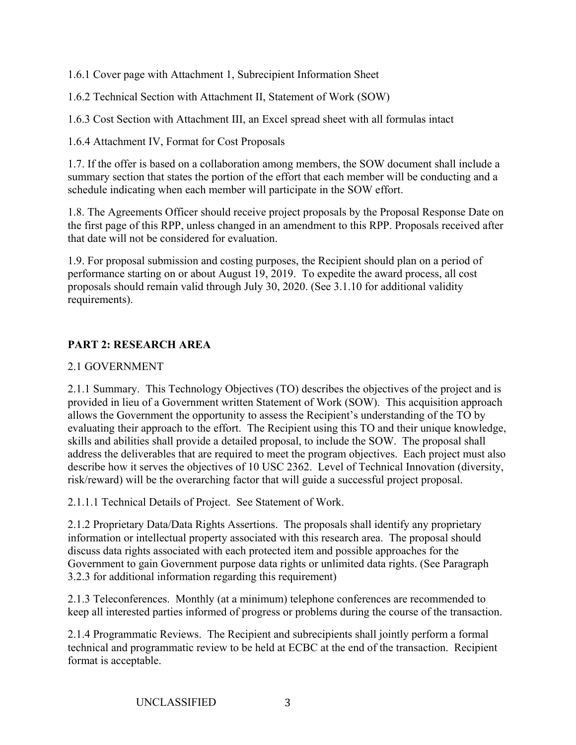1.6.1 Cover page with Attachment 1, Subrecipient Information Sheet

1.6.2 Technical Section with Attachment II, Statement of Work (SOW)

1.6.3 Cost Section with Attachment III, an Excel spread sheet with all formulas intact

1.6.4 Attachment IV, Format for Cost Proposals

1.7. If the offer is based on a collaboration among members, the SOW document shall include a summary section that states the portion of the effort that each member will be conducting and a schedule indicating when each member will participate in the SOW effort.

1.8. The Agreements Officer should receive project proposals by the Proposal Response Date on the first page of this RPP, unless changed in an amendment to this RPP. Proposals received after that date will not be considered for evaluation.

1.9. For proposal submission and costing purposes, the Recipient should plan on a period of performance starting on or about August 19, 2019. To expedite the award process, all cost proposals should remain valid through July 30, 2020. (See 3.1.10 for additional validity requirements).

## PART 2: RESEARCH AREA

### 2.1 GOVERNMENT

2.1.1 Summary. This Technology Objectives (TO) describes the objectives of the project and is provided in lieu of a Government written Statement of Work (SOW). This acquisition approach allows the Government the opportunity to assess the Recipient's understanding of the TO by evaluating their approach to the effort. The Recipient using this TO and their unique knowledge, skills and abilities shall provide a detailed proposal, to include the SOW. The proposal shall address the deliverables that are required to meet the program objectives. Each project must also describe how it serves the objectives of 10 USC 2362. Level of Technical Innovation (diversity, risk/reward) will be the overarching factor that will guide a successful project proposal.

2.1.1.1 Technical Details of Project. See Statement of Work.

2.1.2 Proprietary Data/Data Rights Assertions. The proposals shall identify any proprietary information or intellectual property associated with this research area. The proposal should discuss data rights associated with each protected item and possible approaches for the Government to gain Government purpose data rights or unlimited data rights. (See Paragraph 3.2.3 for additional information regarding this requirement)

2.1.3 Teleconferences. Monthly (at a minimum) telephone conferences are recommended to keep all interested parties informed of progress or problems during the course of the transaction.

2.1.4 Programmatic Reviews. The Recipient and subrecipients shall jointly perform a formal technical and programmatic review to be held at ECBC at the end of the transaction. Recipient format is acceptable.

UNCLASSIFIED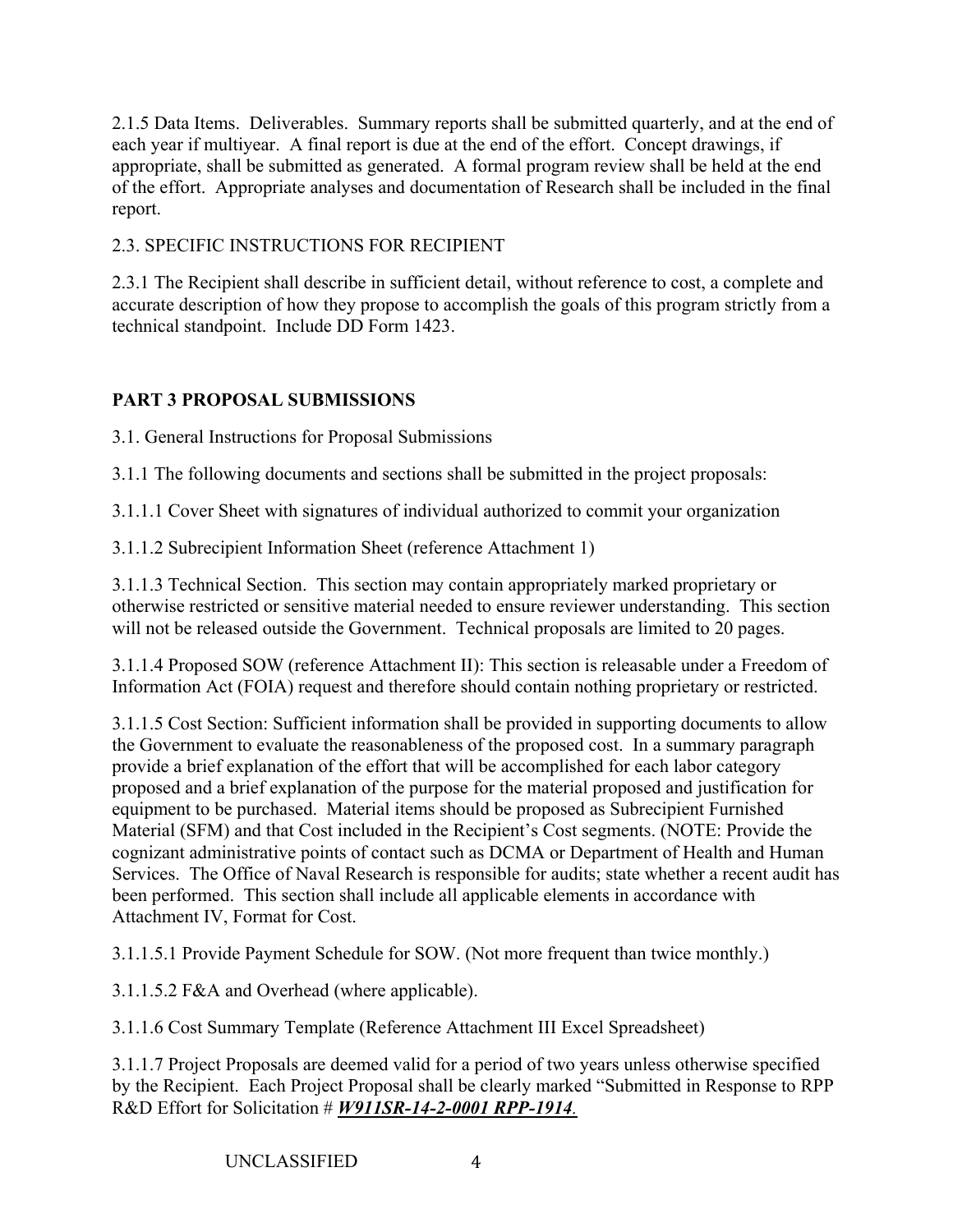2.1.5 Data Items. Deliverables. Summary reports shall be submitted quarterly, and at the end of each year if multiyear. A final report is due at the end of the effort. Concept drawings, if appropriate, shall be submitted as generated. A formal program review shall be held at the end of the effort. Appropriate analyses and documentation of Research shall be included in the final report.

2.3. SPECIFIC INSTRUCTIONS FOR RECIPIENT

2.3.1 The Recipient shall describe in sufficient detail, without reference to cost, a complete and accurate description of how they propose to accomplish the goals of this program strictly from a technical standpoint. Include DD Form 1423.

## PART 3 PROPOSAL SUBMISSIONS

3.1. General Instructions for Proposal Submissions

3.1.1 The following documents and sections shall be submitted in the project proposals:

3.1.1.1 Cover Sheet with signatures of individual authorized to commit your organization

3.1.1.2 Subrecipient Information Sheet (reference Attachment 1)

3.1.1.3 Technical Section. This section may contain appropriately marked proprietary or otherwise restricted or sensitive material needed to ensure reviewer understanding. This section will not be released outside the Government. Technical proposals are limited to 20 pages.

3.1.1.4 Proposed SOW (reference Attachment II): This section is releasable under a Freedom of Information Act (FOIA) request and therefore should contain nothing proprietary or restricted.

3.1.1.5 Cost Section: Sufficient information shall be provided in supporting documents to allow the Government to evaluate the reasonableness of the proposed cost. In a summary paragraph provide a brief explanation of the effort that will be accomplished for each labor category proposed and a brief explanation of the purpose for the material proposed and justification for equipment to be purchased. Material items should be proposed as Subrecipient Furnished Material (SFM) and that Cost included in the Recipient's Cost segments. (NOTE: Provide the cognizant administrative points of contact such as DCMA or Department of Health and Human Services. The Office of Naval Research is responsible for audits; state whether a recent audit has been performed. This section shall include all applicable elements in accordance with Attachment IV, Format for Cost.

3.1.1.5.1 Provide Payment Schedule for SOW. (Not more frequent than twice monthly.)

3.1.1.5.2 F&A and Overhead (where applicable).

3.1.1.6 Cost Summary Template (Reference Attachment III Excel Spreadsheet)

3.1.1.7 Project Proposals are deemed valid for a period of two years unless otherwise specified by the Recipient. Each Project Proposal shall be clearly marked "Submitted in Response to RPP R&D Effort for Solicitation # ***W911SR-14-2-0001 RPP-1914***.

UNCLASSIFIED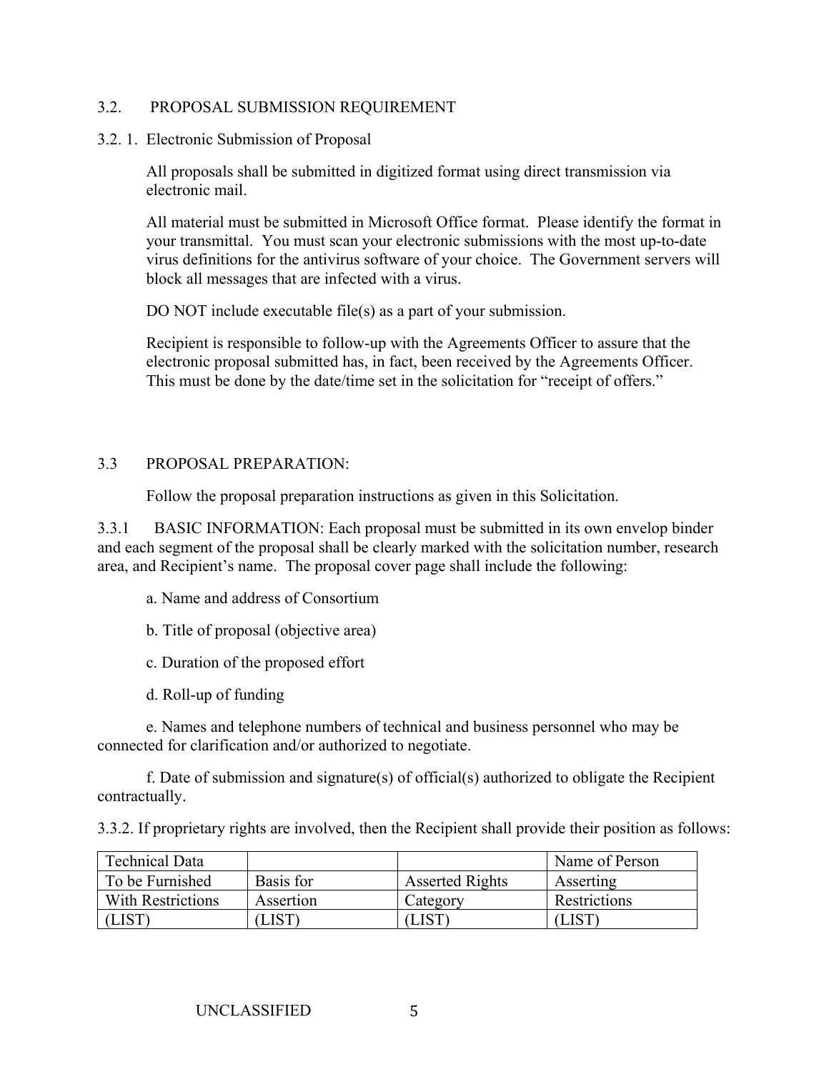## 3.2. PROPOSAL SUBMISSION REQUIREMENT

### 3.2. 1. Electronic Submission of Proposal

All proposals shall be submitted in digitized format using direct transmission via electronic mail.

All material must be submitted in Microsoft Office format. Please identify the format in your transmittal. You must scan your electronic submissions with the most up-to-date virus definitions for the antivirus software of your choice. The Government servers will block all messages that are infected with a virus.

DO NOT include executable file(s) as a part of your submission.

Recipient is responsible to follow-up with the Agreements Officer to assure that the electronic proposal submitted has, in fact, been received by the Agreements Officer. This must be done by the date/time set in the solicitation for "receipt of offers."

## 3.3 PROPOSAL PREPARATION:

Follow the proposal preparation instructions as given in this Solicitation.

3.3.1 BASIC INFORMATION: Each proposal must be submitted in its own envelop binder and each segment of the proposal shall be clearly marked with the solicitation number, research area, and Recipient's name. The proposal cover page shall include the following:

a. Name and address of Consortium

b. Title of proposal (objective area)

c. Duration of the proposed effort

d. Roll-up of funding

e. Names and telephone numbers of technical and business personnel who may be connected for clarification and/or authorized to negotiate.

f. Date of submission and signature(s) of official(s) authorized to obligate the Recipient contractually.

3.3.2. If proprietary rights are involved, then the Recipient shall provide their position as follows:

| Technical Data To be Furnished With Restrictions | Basis for Assertion | Asserted Rights Category | Name of Person Asserting Restrictions |
|---|---|---|---|
| (LIST) | (LIST) | (LIST) | (LIST) |

UNCLASSIFIED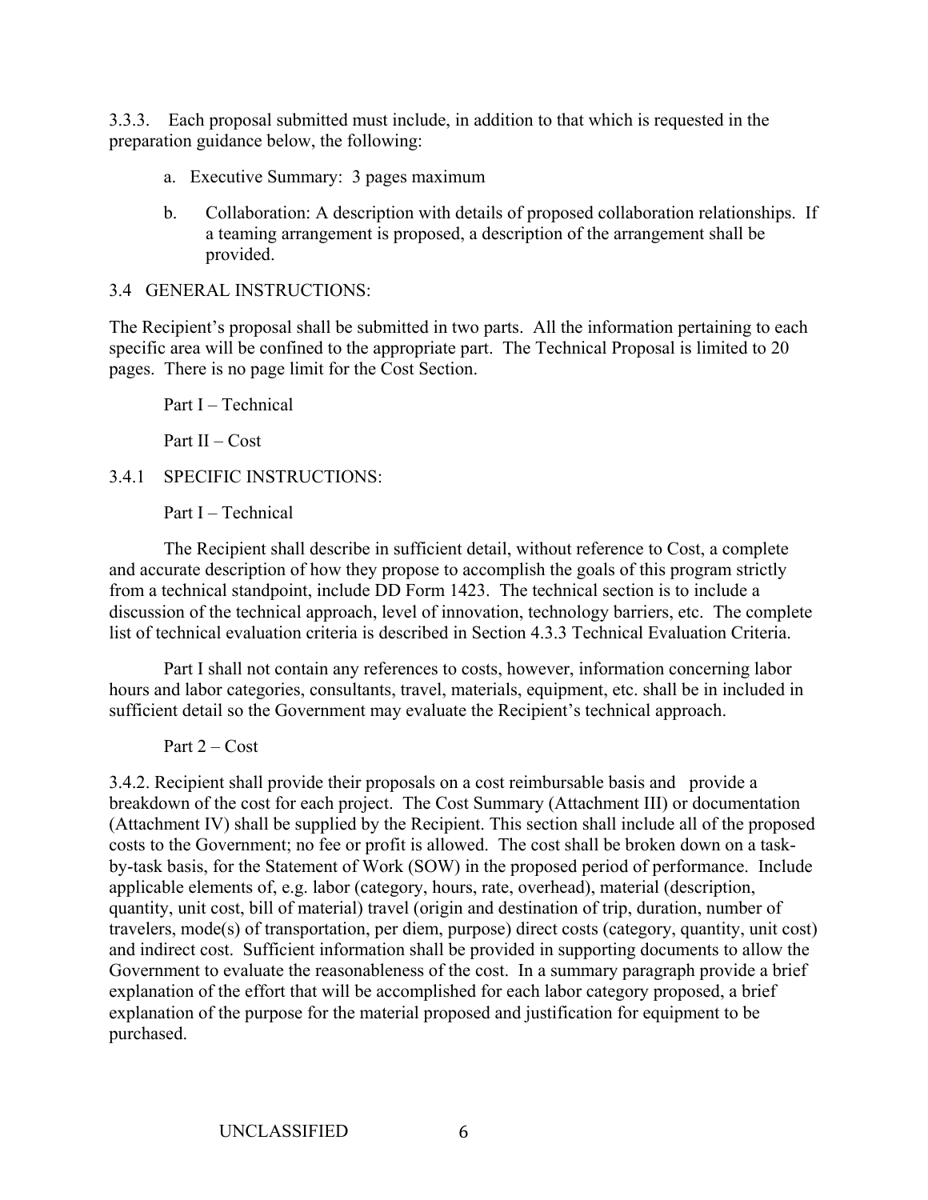3.3.3. Each proposal submitted must include, in addition to that which is requested in the preparation guidance below, the following:

a. Executive Summary: 3 pages maximum

b. Collaboration: A description with details of proposed collaboration relationships. If a teaming arrangement is proposed, a description of the arrangement shall be provided.

3.4 GENERAL INSTRUCTIONS:

The Recipient's proposal shall be submitted in two parts. All the information pertaining to each specific area will be confined to the appropriate part. The Technical Proposal is limited to 20 pages. There is no page limit for the Cost Section.

Part I – Technical

Part II – Cost

3.4.1 SPECIFIC INSTRUCTIONS:

Part I – Technical

The Recipient shall describe in sufficient detail, without reference to Cost, a complete and accurate description of how they propose to accomplish the goals of this program strictly from a technical standpoint, include DD Form 1423. The technical section is to include a discussion of the technical approach, level of innovation, technology barriers, etc. The complete list of technical evaluation criteria is described in Section 4.3.3 Technical Evaluation Criteria.

Part I shall not contain any references to costs, however, information concerning labor hours and labor categories, consultants, travel, materials, equipment, etc. shall be in included in sufficient detail so the Government may evaluate the Recipient's technical approach.

Part 2 – Cost

3.4.2. Recipient shall provide their proposals on a cost reimbursable basis and provide a breakdown of the cost for each project. The Cost Summary (Attachment III) or documentation (Attachment IV) shall be supplied by the Recipient. This section shall include all of the proposed costs to the Government; no fee or profit is allowed. The cost shall be broken down on a task-by-task basis, for the Statement of Work (SOW) in the proposed period of performance. Include applicable elements of, e.g. labor (category, hours, rate, overhead), material (description, quantity, unit cost, bill of material) travel (origin and destination of trip, duration, number of travelers, mode(s) of transportation, per diem, purpose) direct costs (category, quantity, unit cost) and indirect cost. Sufficient information shall be provided in supporting documents to allow the Government to evaluate the reasonableness of the cost. In a summary paragraph provide a brief explanation of the effort that will be accomplished for each labor category proposed, a brief explanation of the purpose for the material proposed and justification for equipment to be purchased.

UNCLASSIFIED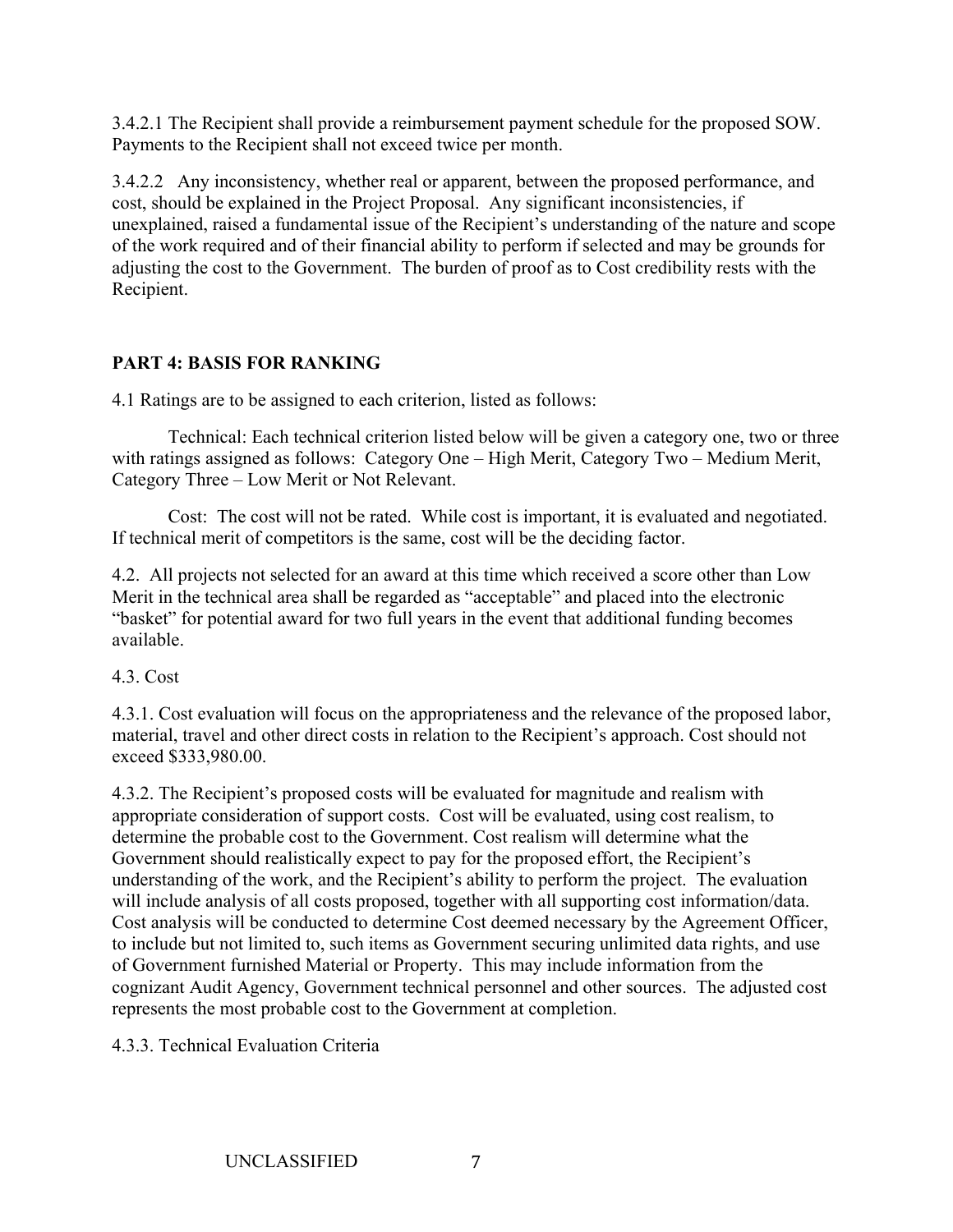3.4.2.1 The Recipient shall provide a reimbursement payment schedule for the proposed SOW. Payments to the Recipient shall not exceed twice per month.

3.4.2.2 Any inconsistency, whether real or apparent, between the proposed performance, and cost, should be explained in the Project Proposal. Any significant inconsistencies, if unexplained, raised a fundamental issue of the Recipient's understanding of the nature and scope of the work required and of their financial ability to perform if selected and may be grounds for adjusting the cost to the Government. The burden of proof as to Cost credibility rests with the Recipient.

## PART 4: BASIS FOR RANKING

4.1 Ratings are to be assigned to each criterion, listed as follows:

Technical: Each technical criterion listed below will be given a category one, two or three with ratings assigned as follows: Category One – High Merit, Category Two – Medium Merit, Category Three – Low Merit or Not Relevant.

Cost: The cost will not be rated. While cost is important, it is evaluated and negotiated. If technical merit of competitors is the same, cost will be the deciding factor.

4.2. All projects not selected for an award at this time which received a score other than Low Merit in the technical area shall be regarded as "acceptable" and placed into the electronic "basket" for potential award for two full years in the event that additional funding becomes available.

4.3. Cost

4.3.1. Cost evaluation will focus on the appropriateness and the relevance of the proposed labor, material, travel and other direct costs in relation to the Recipient's approach. Cost should not exceed $333,980.00.

4.3.2. The Recipient's proposed costs will be evaluated for magnitude and realism with appropriate consideration of support costs. Cost will be evaluated, using cost realism, to determine the probable cost to the Government. Cost realism will determine what the Government should realistically expect to pay for the proposed effort, the Recipient's understanding of the work, and the Recipient's ability to perform the project. The evaluation will include analysis of all costs proposed, together with all supporting cost information/data. Cost analysis will be conducted to determine Cost deemed necessary by the Agreement Officer, to include but not limited to, such items as Government securing unlimited data rights, and use of Government furnished Material or Property. This may include information from the cognizant Audit Agency, Government technical personnel and other sources. The adjusted cost represents the most probable cost to the Government at completion.

4.3.3. Technical Evaluation Criteria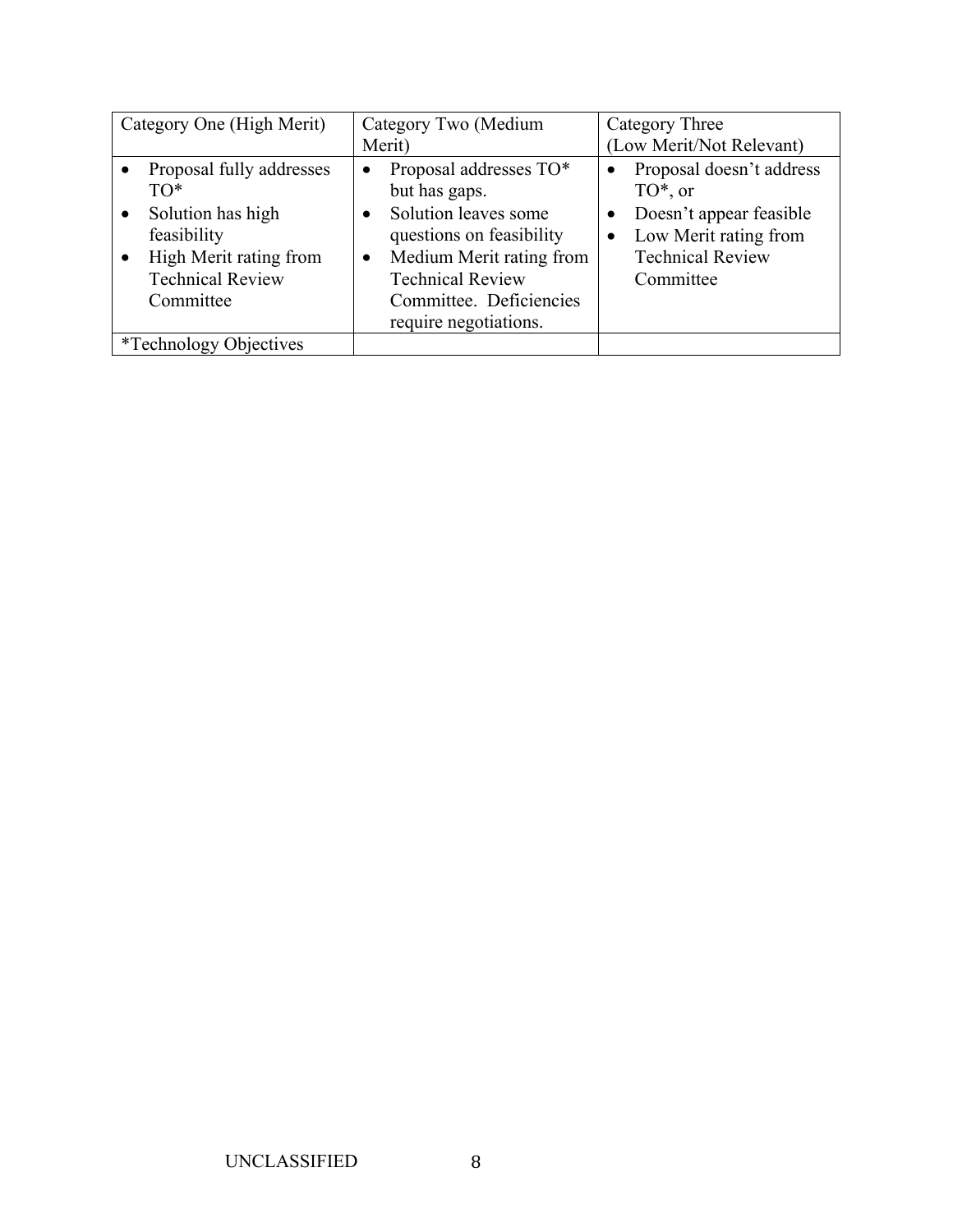| Category One (High Merit) | Category Two (Medium Merit) | Category Three (Low Merit/Not Relevant) |
|---|---|---|
| • Proposal fully addresses TO*<br>• Solution has high feasibility<br>• High Merit rating from Technical Review Committee | • Proposal addresses TO* but has gaps.<br>• Solution leaves some questions on feasibility<br>• Medium Merit rating from Technical Review Committee. Deficiencies require negotiations. | • Proposal doesn't address TO*, or<br>• Doesn't appear feasible<br>• Low Merit rating from Technical Review Committee |
| *Technology Objectives | | |

UNCLASSIFIED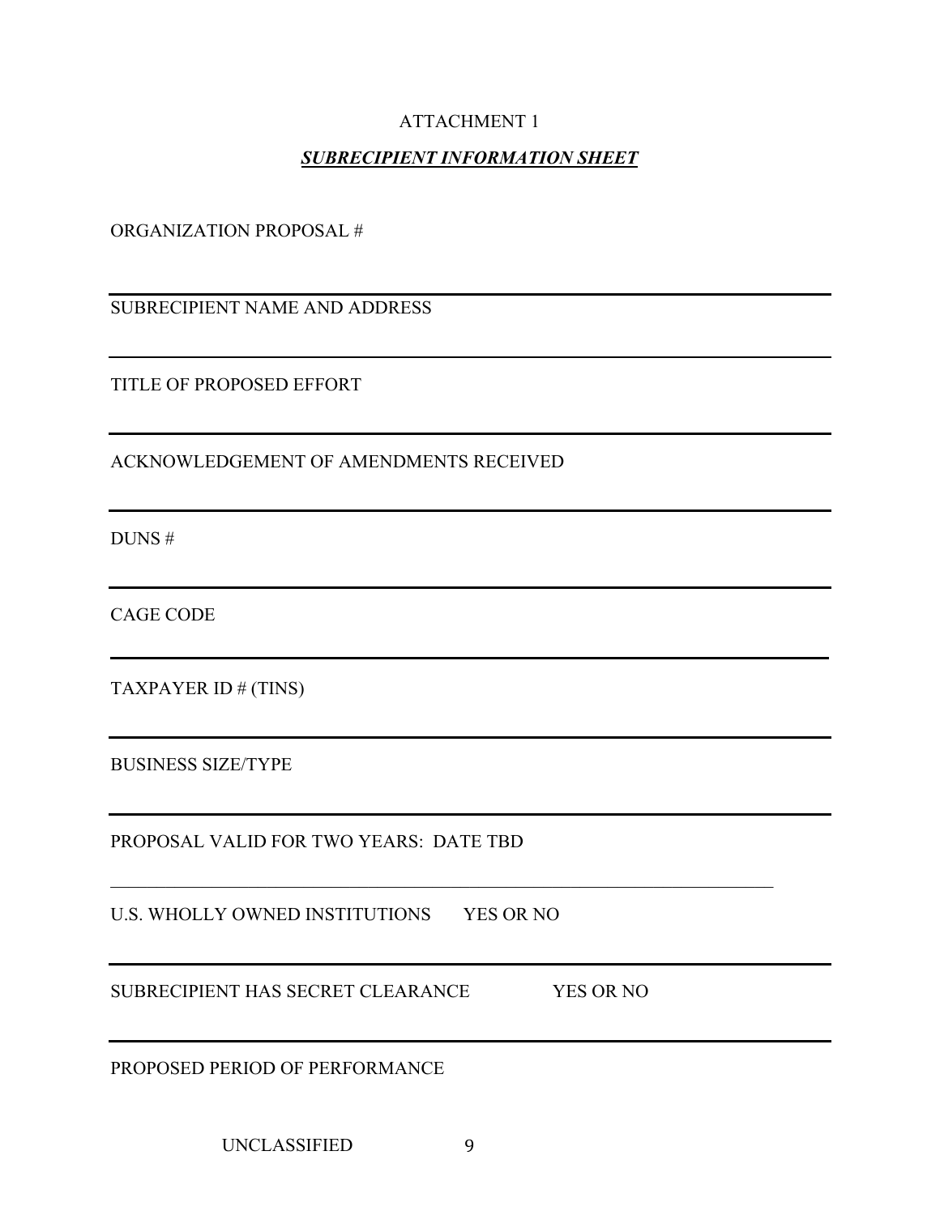ATTACHMENT 1

***SUBRECIPIENT INFORMATION SHEET***

ORGANIZATION PROPOSAL #

---

SUBRECIPIENT NAME AND ADDRESS

---

TITLE OF PROPOSED EFFORT

---

ACKNOWLEDGEMENT OF AMENDMENTS RECEIVED

---

DUNS #

---

CAGE CODE

---

TAXPAYER ID # (TINS)

---

BUSINESS SIZE/TYPE

---

PROPOSAL VALID FOR TWO YEARS: DATE TBD

---

U.S. WHOLLY OWNED INSTITUTIONS YES OR NO

---

SUBRECIPIENT HAS SECRET CLEARANCE YES OR NO

---

PROPOSED PERIOD OF PERFORMANCE

UNCLASSIFIED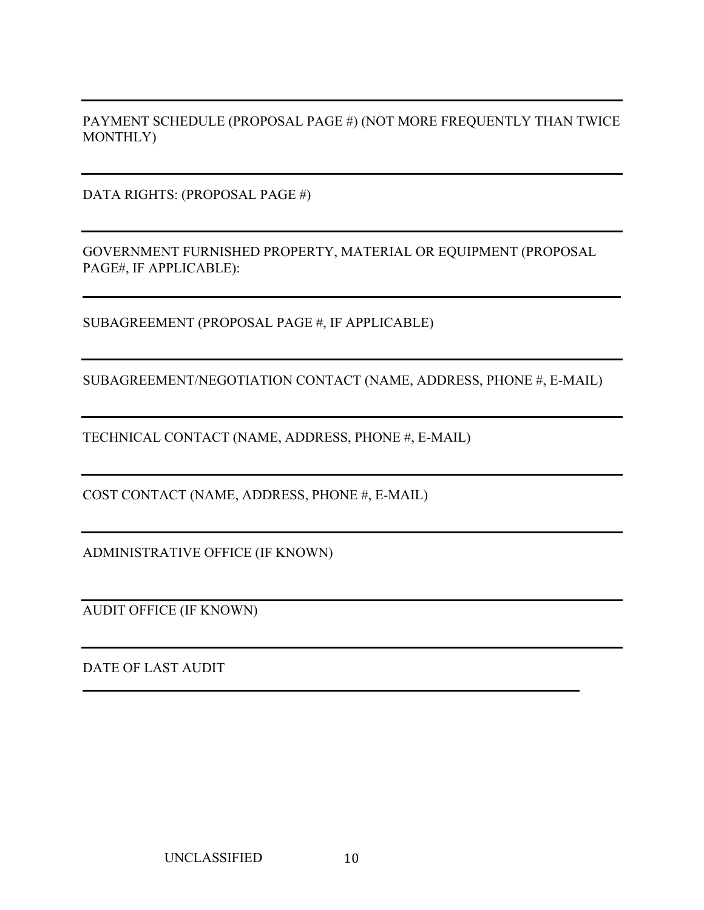---

PAYMENT SCHEDULE (PROPOSAL PAGE #) (NOT MORE FREQUENTLY THAN TWICE MONTHLY)

---

DATA RIGHTS: (PROPOSAL PAGE #)

---

GOVERNMENT FURNISHED PROPERTY, MATERIAL OR EQUIPMENT (PROPOSAL PAGE#, IF APPLICABLE):

---

SUBAGREEMENT (PROPOSAL PAGE #, IF APPLICABLE)

---

SUBAGREEMENT/NEGOTIATION CONTACT (NAME, ADDRESS, PHONE #, E-MAIL)

---

TECHNICAL CONTACT (NAME, ADDRESS, PHONE #, E-MAIL)

---

COST CONTACT (NAME, ADDRESS, PHONE #, E-MAIL)

---

ADMINISTRATIVE OFFICE (IF KNOWN)

---

AUDIT OFFICE (IF KNOWN)

---

DATE OF LAST AUDIT

---

UNCLASSIFIED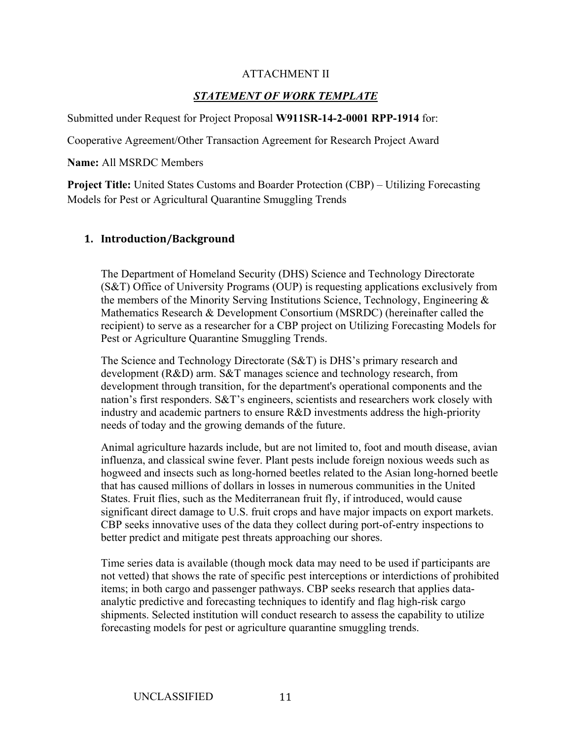ATTACHMENT II

***STATEMENT OF WORK TEMPLATE***

Submitted under Request for Project Proposal **W911SR-14-2-0001 RPP-1914** for:

Cooperative Agreement/Other Transaction Agreement for Research Project Award

**Name:** All MSRDC Members

**Project Title:** United States Customs and Boarder Protection (CBP) – Utilizing Forecasting Models for Pest or Agricultural Quarantine Smuggling Trends

## 1. Introduction/Background

The Department of Homeland Security (DHS) Science and Technology Directorate (S&T) Office of University Programs (OUP) is requesting applications exclusively from the members of the Minority Serving Institutions Science, Technology, Engineering & Mathematics Research & Development Consortium (MSRDC) (hereinafter called the recipient) to serve as a researcher for a CBP project on Utilizing Forecasting Models for Pest or Agriculture Quarantine Smuggling Trends.

The Science and Technology Directorate (S&T) is DHS's primary research and development (R&D) arm. S&T manages science and technology research, from development through transition, for the department's operational components and the nation's first responders. S&T's engineers, scientists and researchers work closely with industry and academic partners to ensure R&D investments address the high-priority needs of today and the growing demands of the future.

Animal agriculture hazards include, but are not limited to, foot and mouth disease, avian influenza, and classical swine fever. Plant pests include foreign noxious weeds such as hogweed and insects such as long-horned beetles related to the Asian long-horned beetle that has caused millions of dollars in losses in numerous communities in the United States. Fruit flies, such as the Mediterranean fruit fly, if introduced, would cause significant direct damage to U.S. fruit crops and have major impacts on export markets. CBP seeks innovative uses of the data they collect during port-of-entry inspections to better predict and mitigate pest threats approaching our shores.

Time series data is available (though mock data may need to be used if participants are not vetted) that shows the rate of specific pest interceptions or interdictions of prohibited items; in both cargo and passenger pathways. CBP seeks research that applies data-analytic predictive and forecasting techniques to identify and flag high-risk cargo shipments. Selected institution will conduct research to assess the capability to utilize forecasting models for pest or agriculture quarantine smuggling trends.

UNCLASSIFIED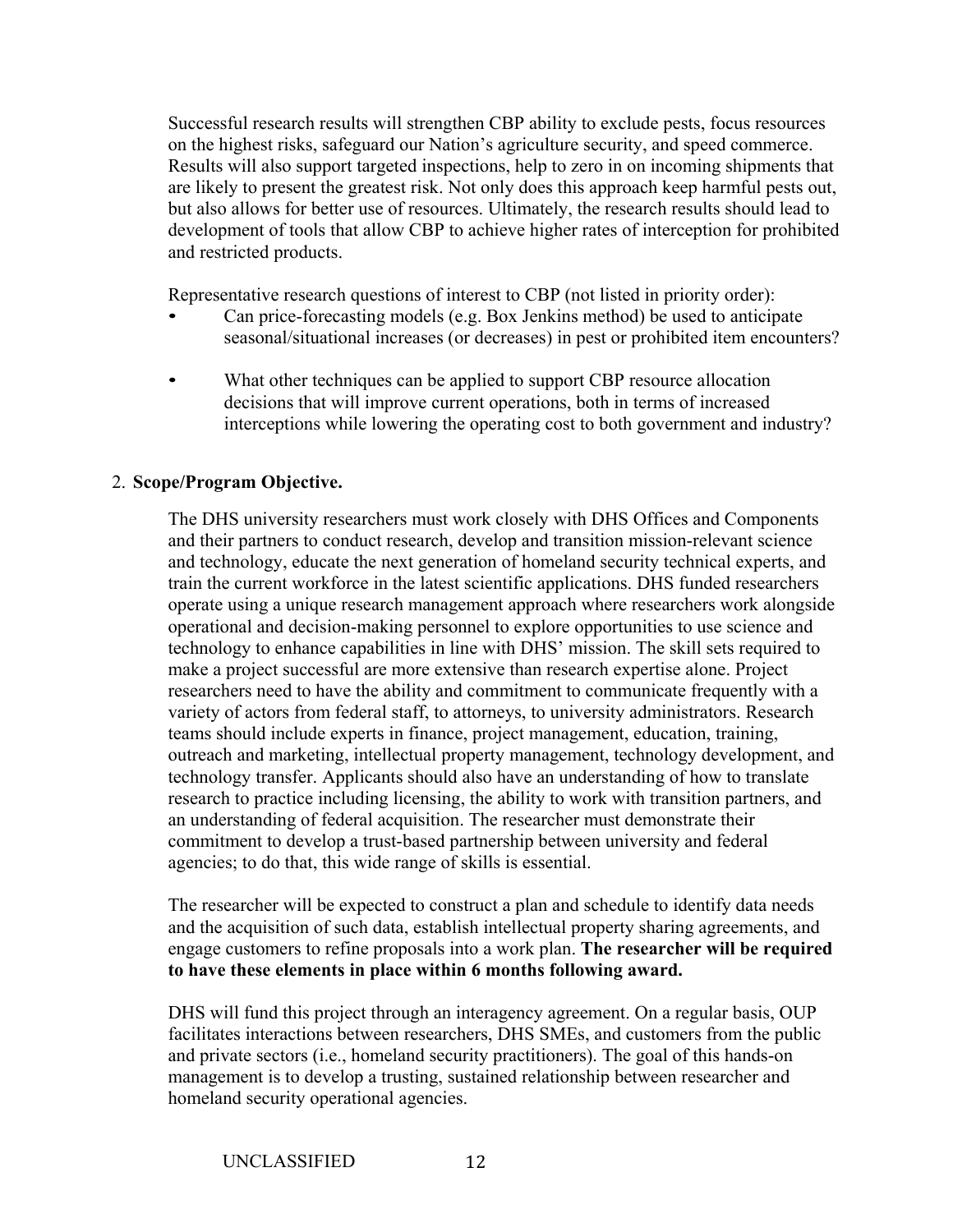Successful research results will strengthen CBP ability to exclude pests, focus resources on the highest risks, safeguard our Nation's agriculture security, and speed commerce. Results will also support targeted inspections, help to zero in on incoming shipments that are likely to present the greatest risk. Not only does this approach keep harmful pests out, but also allows for better use of resources. Ultimately, the research results should lead to development of tools that allow CBP to achieve higher rates of interception for prohibited and restricted products.

Representative research questions of interest to CBP (not listed in priority order):

- Can price-forecasting models (e.g. Box Jenkins method) be used to anticipate seasonal/situational increases (or decreases) in pest or prohibited item encounters?
- What other techniques can be applied to support CBP resource allocation decisions that will improve current operations, both in terms of increased interceptions while lowering the operating cost to both government and industry?

2. **Scope/Program Objective.**

The DHS university researchers must work closely with DHS Offices and Components and their partners to conduct research, develop and transition mission-relevant science and technology, educate the next generation of homeland security technical experts, and train the current workforce in the latest scientific applications. DHS funded researchers operate using a unique research management approach where researchers work alongside operational and decision-making personnel to explore opportunities to use science and technology to enhance capabilities in line with DHS' mission. The skill sets required to make a project successful are more extensive than research expertise alone. Project researchers need to have the ability and commitment to communicate frequently with a variety of actors from federal staff, to attorneys, to university administrators. Research teams should include experts in finance, project management, education, training, outreach and marketing, intellectual property management, technology development, and technology transfer. Applicants should also have an understanding of how to translate research to practice including licensing, the ability to work with transition partners, and an understanding of federal acquisition. The researcher must demonstrate their commitment to develop a trust-based partnership between university and federal agencies; to do that, this wide range of skills is essential.

The researcher will be expected to construct a plan and schedule to identify data needs and the acquisition of such data, establish intellectual property sharing agreements, and engage customers to refine proposals into a work plan. **The researcher will be required to have these elements in place within 6 months following award.**

DHS will fund this project through an interagency agreement. On a regular basis, OUP facilitates interactions between researchers, DHS SMEs, and customers from the public and private sectors (i.e., homeland security practitioners). The goal of this hands-on management is to develop a trusting, sustained relationship between researcher and homeland security operational agencies.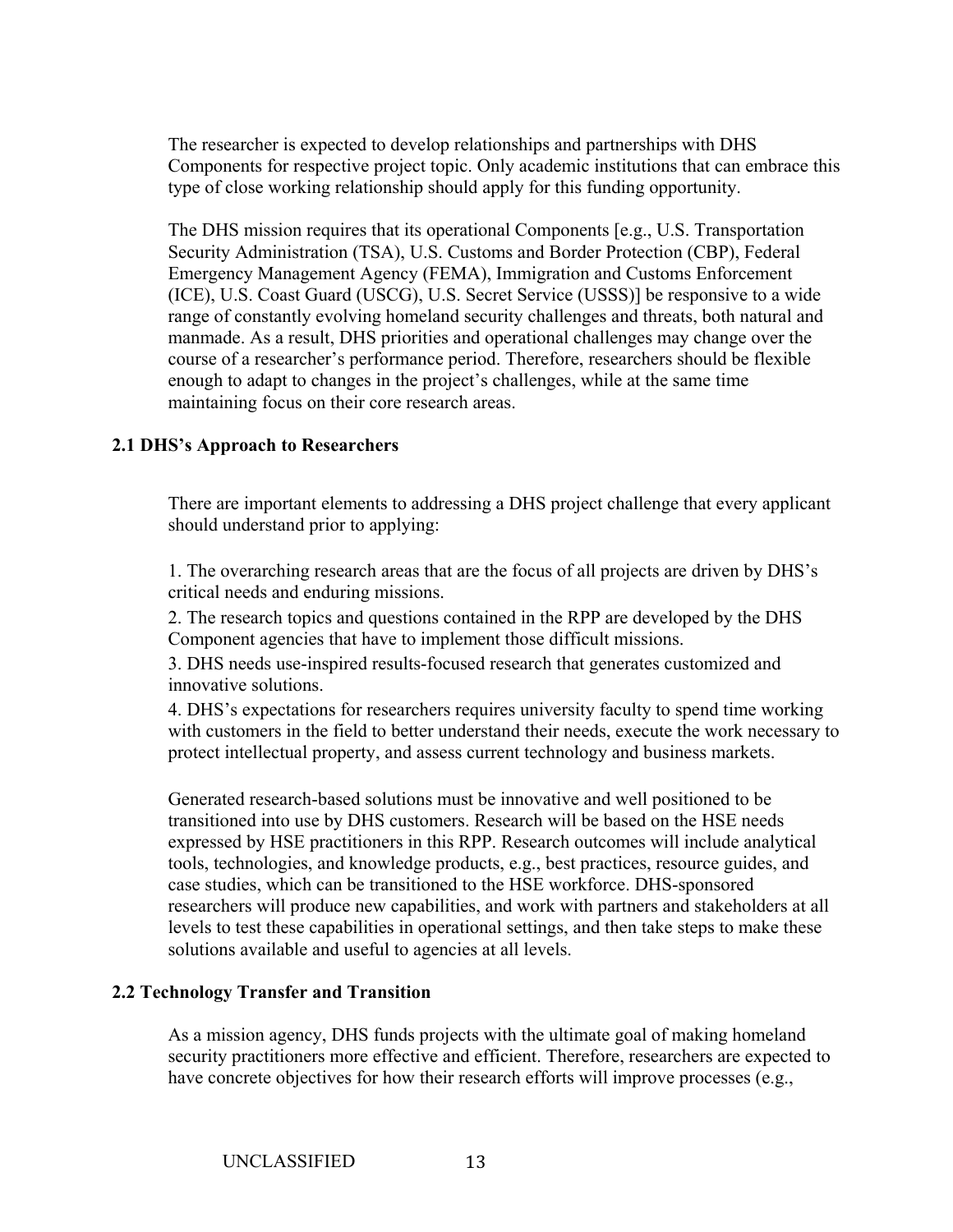The researcher is expected to develop relationships and partnerships with DHS Components for respective project topic. Only academic institutions that can embrace this type of close working relationship should apply for this funding opportunity.

The DHS mission requires that its operational Components [e.g., U.S. Transportation Security Administration (TSA), U.S. Customs and Border Protection (CBP), Federal Emergency Management Agency (FEMA), Immigration and Customs Enforcement (ICE), U.S. Coast Guard (USCG), U.S. Secret Service (USSS)] be responsive to a wide range of constantly evolving homeland security challenges and threats, both natural and manmade. As a result, DHS priorities and operational challenges may change over the course of a researcher's performance period. Therefore, researchers should be flexible enough to adapt to changes in the project's challenges, while at the same time maintaining focus on their core research areas.

### 2.1 DHS's Approach to Researchers

There are important elements to addressing a DHS project challenge that every applicant should understand prior to applying:

1. The overarching research areas that are the focus of all projects are driven by DHS's critical needs and enduring missions.
2. The research topics and questions contained in the RPP are developed by the DHS Component agencies that have to implement those difficult missions.
3. DHS needs use-inspired results-focused research that generates customized and innovative solutions.
4. DHS's expectations for researchers requires university faculty to spend time working with customers in the field to better understand their needs, execute the work necessary to protect intellectual property, and assess current technology and business markets.

Generated research-based solutions must be innovative and well positioned to be transitioned into use by DHS customers. Research will be based on the HSE needs expressed by HSE practitioners in this RPP. Research outcomes will include analytical tools, technologies, and knowledge products, e.g., best practices, resource guides, and case studies, which can be transitioned to the HSE workforce. DHS-sponsored researchers will produce new capabilities, and work with partners and stakeholders at all levels to test these capabilities in operational settings, and then take steps to make these solutions available and useful to agencies at all levels.

### 2.2 Technology Transfer and Transition

As a mission agency, DHS funds projects with the ultimate goal of making homeland security practitioners more effective and efficient. Therefore, researchers are expected to have concrete objectives for how their research efforts will improve processes (e.g.,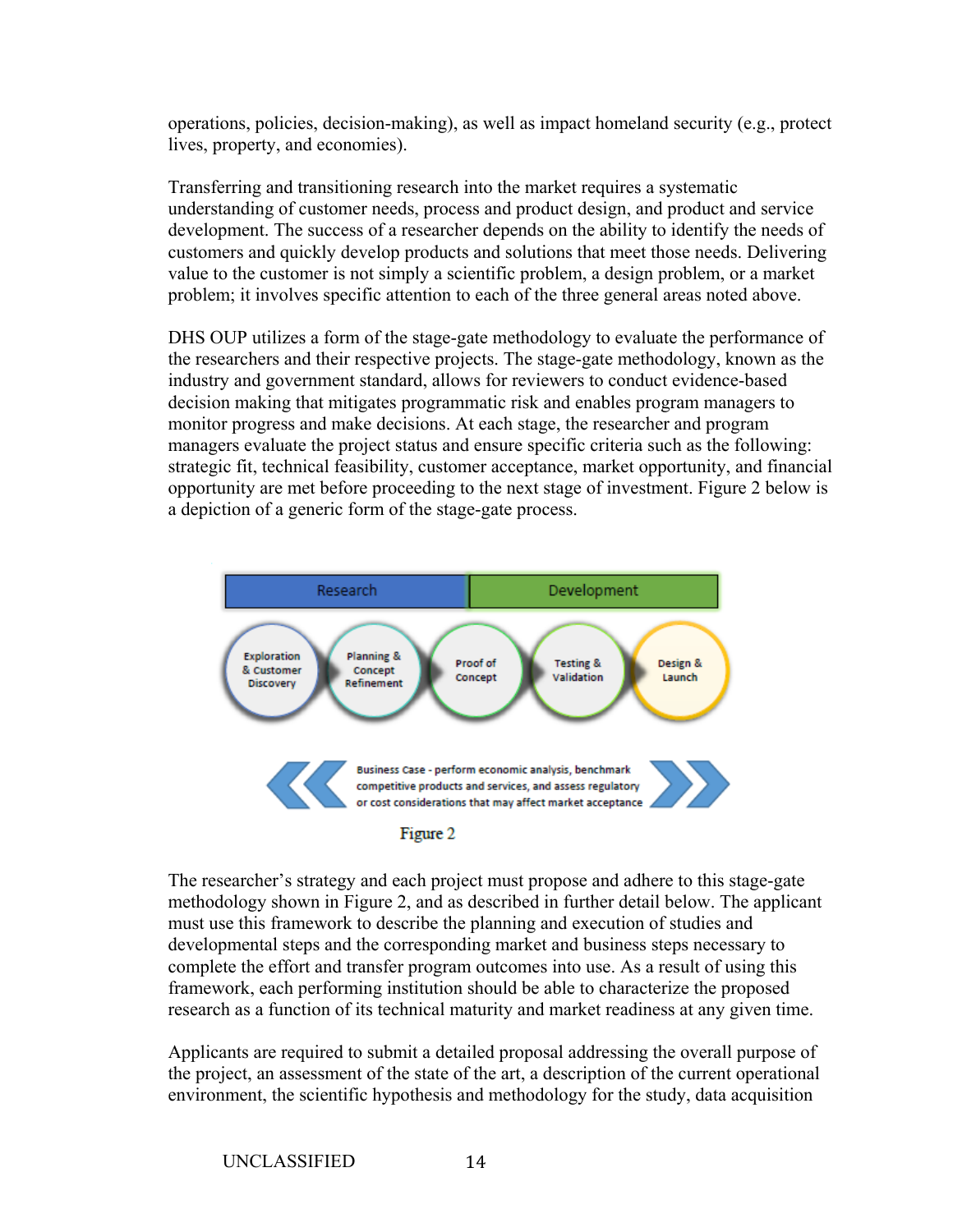operations, policies, decision-making), as well as impact homeland security (e.g., protect lives, property, and economies).

Transferring and transitioning research into the market requires a systematic understanding of customer needs, process and product design, and product and service development. The success of a researcher depends on the ability to identify the needs of customers and quickly develop products and solutions that meet those needs. Delivering value to the customer is not simply a scientific problem, a design problem, or a market problem; it involves specific attention to each of the three general areas noted above.

DHS OUP utilizes a form of the stage-gate methodology to evaluate the performance of the researchers and their respective projects. The stage-gate methodology, known as the industry and government standard, allows for reviewers to conduct evidence-based decision making that mitigates programmatic risk and enables program managers to monitor progress and make decisions. At each stage, the researcher and program managers evaluate the project status and ensure specific criteria such as the following: strategic fit, technical feasibility, customer acceptance, market opportunity, and financial opportunity are met before proceeding to the next stage of investment. Figure 2 below is a depiction of a generic form of the stage-gate process.

Research | Development

Exploration & Customer Discovery → Planning & Concept Refinement → Proof of Concept → Testing & Validation → Design & Launch

Business Case - perform economic analysis, benchmark competitive products and services, and assess regulatory or cost considerations that may affect market acceptance

Figure 2

The researcher's strategy and each project must propose and adhere to this stage-gate methodology shown in Figure 2, and as described in further detail below. The applicant must use this framework to describe the planning and execution of studies and developmental steps and the corresponding market and business steps necessary to complete the effort and transfer program outcomes into use. As a result of using this framework, each performing institution should be able to characterize the proposed research as a function of its technical maturity and market readiness at any given time.

Applicants are required to submit a detailed proposal addressing the overall purpose of the project, an assessment of the state of the art, a description of the current operational environment, the scientific hypothesis and methodology for the study, data acquisition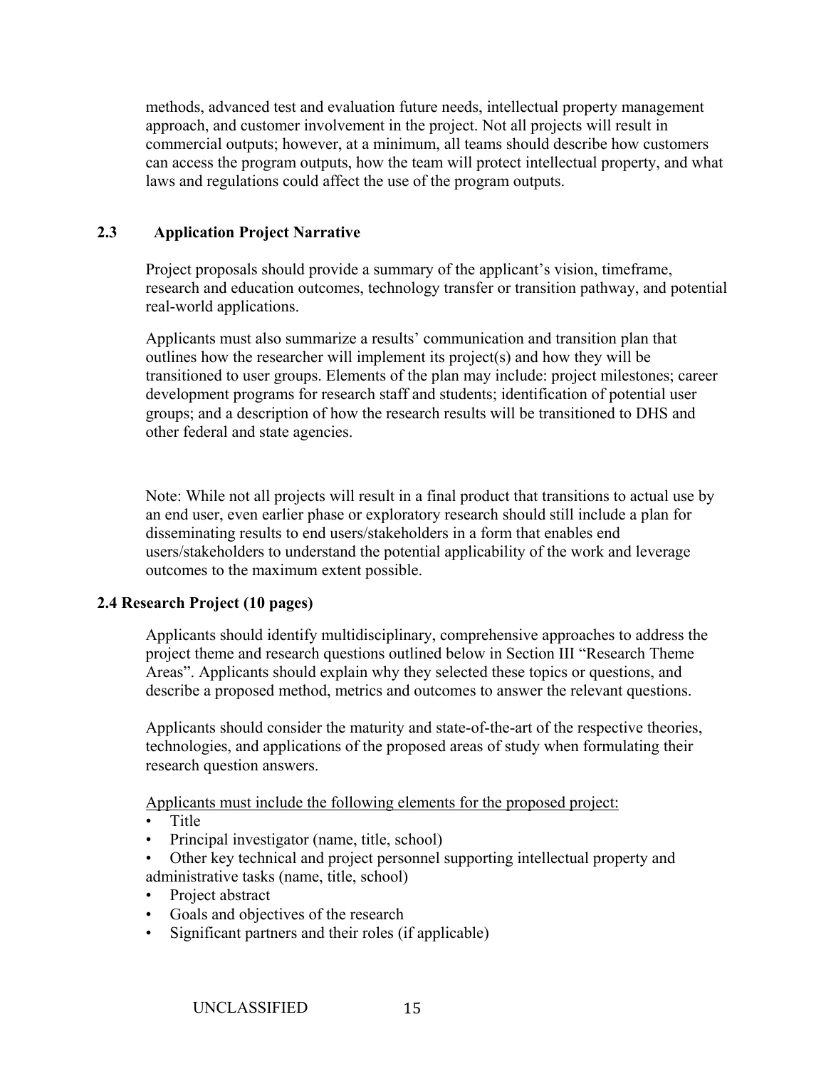methods, advanced test and evaluation future needs, intellectual property management approach, and customer involvement in the project. Not all projects will result in commercial outputs; however, at a minimum, all teams should describe how customers can access the program outputs, how the team will protect intellectual property, and what laws and regulations could affect the use of the program outputs.

### 2.3 Application Project Narrative

Project proposals should provide a summary of the applicant's vision, timeframe, research and education outcomes, technology transfer or transition pathway, and potential real-world applications.

Applicants must also summarize a results' communication and transition plan that outlines how the researcher will implement its project(s) and how they will be transitioned to user groups. Elements of the plan may include: project milestones; career development programs for research staff and students; identification of potential user groups; and a description of how the research results will be transitioned to DHS and other federal and state agencies.

Note: While not all projects will result in a final product that transitions to actual use by an end user, even earlier phase or exploratory research should still include a plan for disseminating results to end users/stakeholders in a form that enables end users/stakeholders to understand the potential applicability of the work and leverage outcomes to the maximum extent possible.

### 2.4 Research Project (10 pages)

Applicants should identify multidisciplinary, comprehensive approaches to address the project theme and research questions outlined below in Section III "Research Theme Areas". Applicants should explain why they selected these topics or questions, and describe a proposed method, metrics and outcomes to answer the relevant questions.

Applicants should consider the maturity and state-of-the-art of the respective theories, technologies, and applications of the proposed areas of study when formulating their research question answers.

Applicants must include the following elements for the proposed project:

- Title
- Principal investigator (name, title, school)
- Other key technical and project personnel supporting intellectual property and administrative tasks (name, title, school)
- Project abstract
- Goals and objectives of the research
- Significant partners and their roles (if applicable)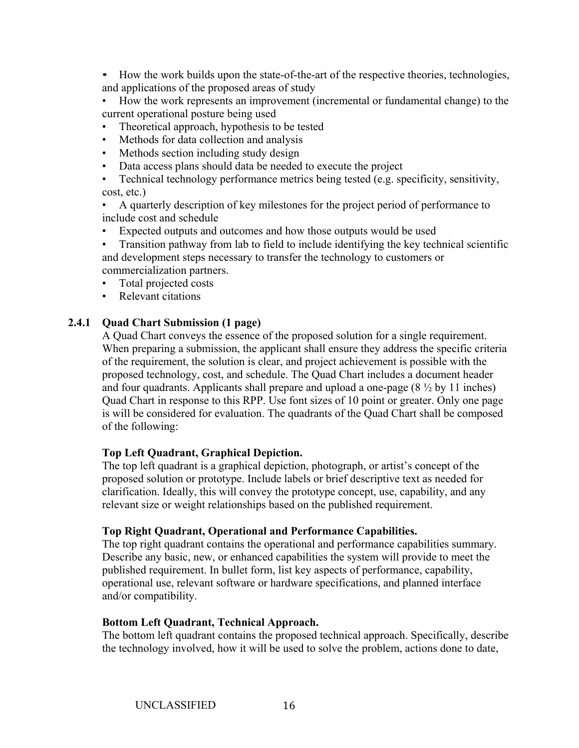- How the work builds upon the state-of-the-art of the respective theories, technologies, and applications of the proposed areas of study
- How the work represents an improvement (incremental or fundamental change) to the current operational posture being used
- Theoretical approach, hypothesis to be tested
- Methods for data collection and analysis
- Methods section including study design
- Data access plans should data be needed to execute the project
- Technical technology performance metrics being tested (e.g. specificity, sensitivity, cost, etc.)
- A quarterly description of key milestones for the project period of performance to include cost and schedule
- Expected outputs and outcomes and how those outputs would be used
- Transition pathway from lab to field to include identifying the key technical scientific and development steps necessary to transfer the technology to customers or commercialization partners.
- Total projected costs
- Relevant citations

### 2.4.1 Quad Chart Submission (1 page)

A Quad Chart conveys the essence of the proposed solution for a single requirement. When preparing a submission, the applicant shall ensure they address the specific criteria of the requirement, the solution is clear, and project achievement is possible with the proposed technology, cost, and schedule. The Quad Chart includes a document header and four quadrants. Applicants shall prepare and upload a one-page (8 ½ by 11 inches) Quad Chart in response to this RPP. Use font sizes of 10 point or greater. Only one page is will be considered for evaluation. The quadrants of the Quad Chart shall be composed of the following:

**Top Left Quadrant, Graphical Depiction.**

The top left quadrant is a graphical depiction, photograph, or artist's concept of the proposed solution or prototype. Include labels or brief descriptive text as needed for clarification. Ideally, this will convey the prototype concept, use, capability, and any relevant size or weight relationships based on the published requirement.

**Top Right Quadrant, Operational and Performance Capabilities.**

The top right quadrant contains the operational and performance capabilities summary. Describe any basic, new, or enhanced capabilities the system will provide to meet the published requirement. In bullet form, list key aspects of performance, capability, operational use, relevant software or hardware specifications, and planned interface and/or compatibility.

**Bottom Left Quadrant, Technical Approach.**

The bottom left quadrant contains the proposed technical approach. Specifically, describe the technology involved, how it will be used to solve the problem, actions done to date,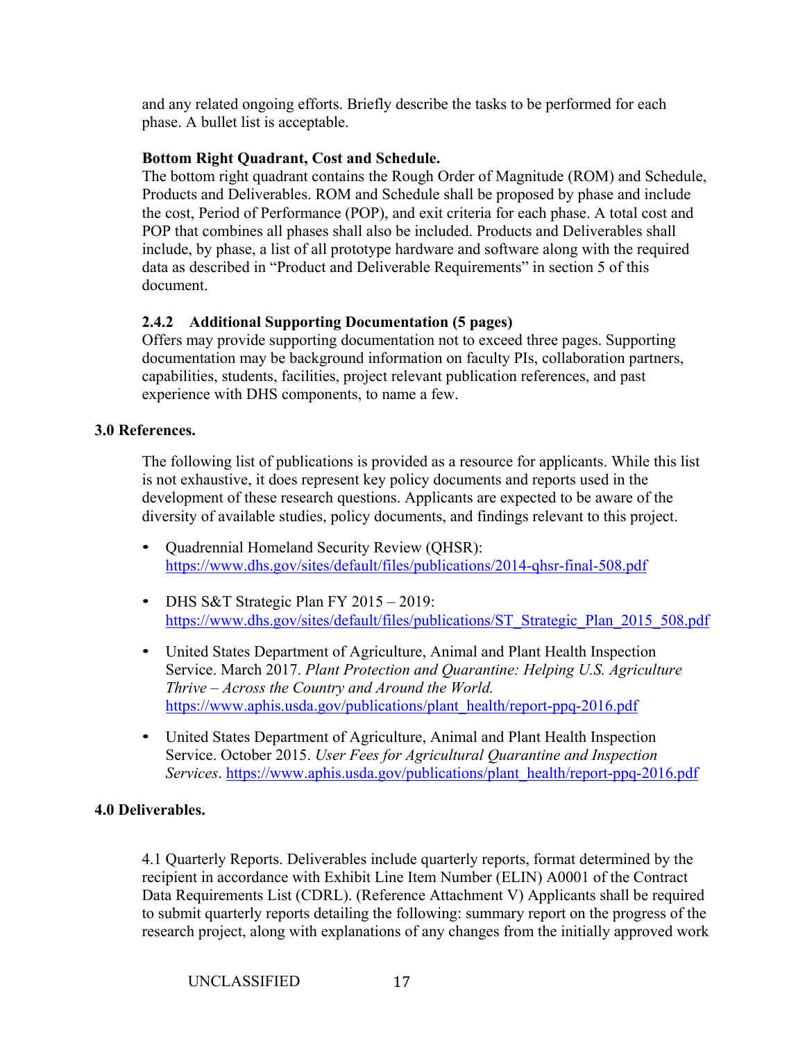and any related ongoing efforts. Briefly describe the tasks to be performed for each phase. A bullet list is acceptable.

**Bottom Right Quadrant, Cost and Schedule.**
The bottom right quadrant contains the Rough Order of Magnitude (ROM) and Schedule, Products and Deliverables. ROM and Schedule shall be proposed by phase and include the cost, Period of Performance (POP), and exit criteria for each phase. A total cost and POP that combines all phases shall also be included. Products and Deliverables shall include, by phase, a list of all prototype hardware and software along with the required data as described in "Product and Deliverable Requirements" in section 5 of this document.

### 2.4.2 Additional Supporting Documentation (5 pages)

Offers may provide supporting documentation not to exceed three pages. Supporting documentation may be background information on faculty PIs, collaboration partners, capabilities, students, facilities, project relevant publication references, and past experience with DHS components, to name a few.

## 3.0 References.

The following list of publications is provided as a resource for applicants. While this list is not exhaustive, it does represent key policy documents and reports used in the development of these research questions. Applicants are expected to be aware of the diversity of available studies, policy documents, and findings relevant to this project.

- Quadrennial Homeland Security Review (QHSR): https://www.dhs.gov/sites/default/files/publications/2014-qhsr-final-508.pdf
- DHS S&T Strategic Plan FY 2015 – 2019: https://www.dhs.gov/sites/default/files/publications/ST_Strategic_Plan_2015_508.pdf
- United States Department of Agriculture, Animal and Plant Health Inspection Service. March 2017. *Plant Protection and Quarantine: Helping U.S. Agriculture Thrive – Across the Country and Around the World.* https://www.aphis.usda.gov/publications/plant_health/report-ppq-2016.pdf
- United States Department of Agriculture, Animal and Plant Health Inspection Service. October 2015. *User Fees for Agricultural Quarantine and Inspection Services*. https://www.aphis.usda.gov/publications/plant_health/report-ppq-2016.pdf

## 4.0 Deliverables.

4.1 Quarterly Reports. Deliverables include quarterly reports, format determined by the recipient in accordance with Exhibit Line Item Number (ELIN) A0001 of the Contract Data Requirements List (CDRL). (Reference Attachment V) Applicants shall be required to submit quarterly reports detailing the following: summary report on the progress of the research project, along with explanations of any changes from the initially approved work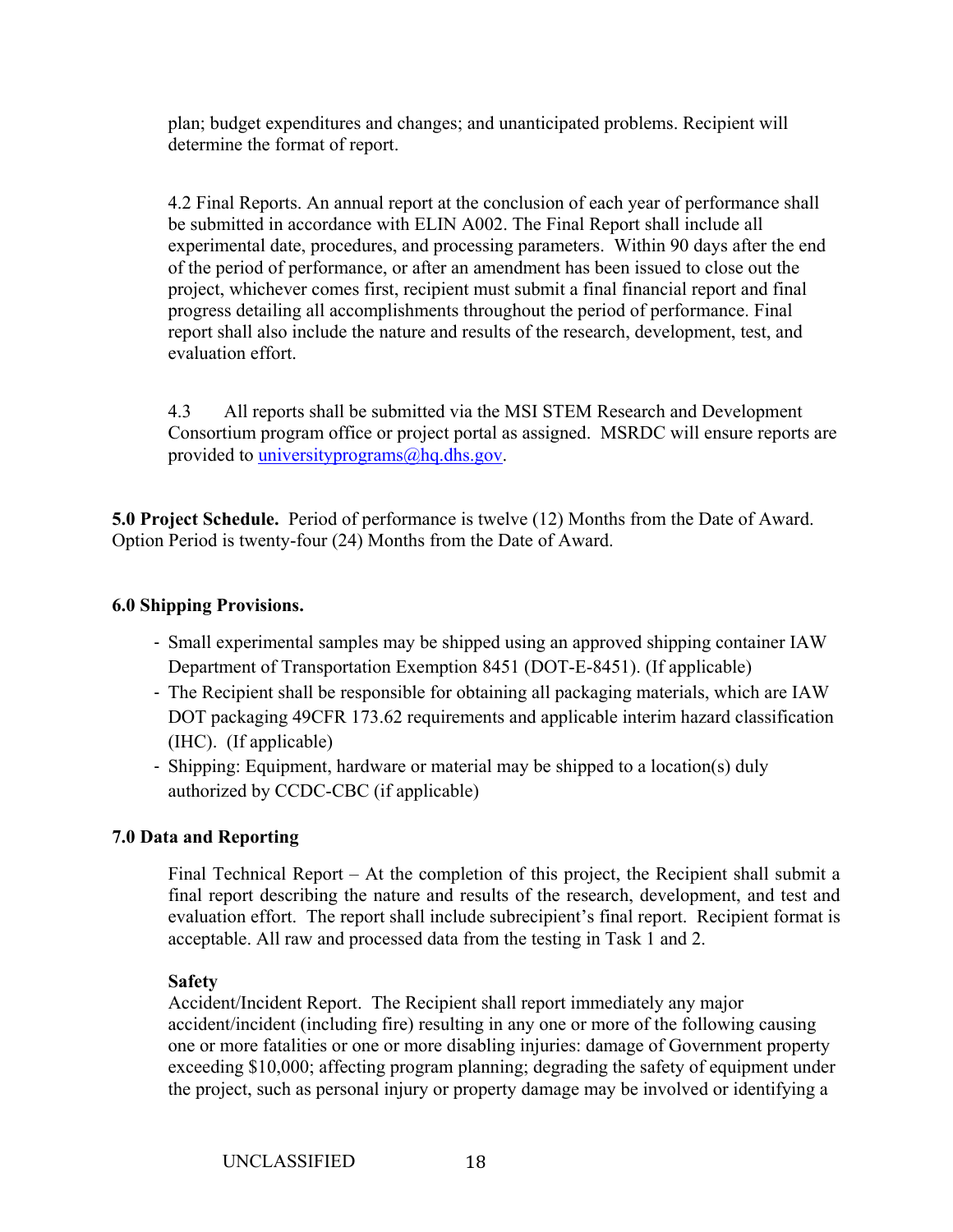plan; budget expenditures and changes; and unanticipated problems. Recipient will determine the format of report.

4.2 Final Reports. An annual report at the conclusion of each year of performance shall be submitted in accordance with ELIN A002. The Final Report shall include all experimental date, procedures, and processing parameters. Within 90 days after the end of the period of performance, or after an amendment has been issued to close out the project, whichever comes first, recipient must submit a final financial report and final progress detailing all accomplishments throughout the period of performance. Final report shall also include the nature and results of the research, development, test, and evaluation effort.

4.3 All reports shall be submitted via the MSI STEM Research and Development Consortium program office or project portal as assigned. MSRDC will ensure reports are provided to universityprograms@hq.dhs.gov.

**5.0 Project Schedule.** Period of performance is twelve (12) Months from the Date of Award. Option Period is twenty-four (24) Months from the Date of Award.

**6.0 Shipping Provisions.**

- Small experimental samples may be shipped using an approved shipping container IAW Department of Transportation Exemption 8451 (DOT-E-8451). (If applicable)
- The Recipient shall be responsible for obtaining all packaging materials, which are IAW DOT packaging 49CFR 173.62 requirements and applicable interim hazard classification (IHC). (If applicable)
- Shipping: Equipment, hardware or material may be shipped to a location(s) duly authorized by CCDC-CBC (if applicable)

**7.0 Data and Reporting**

Final Technical Report – At the completion of this project, the Recipient shall submit a final report describing the nature and results of the research, development, and test and evaluation effort. The report shall include subrecipient's final report. Recipient format is acceptable. All raw and processed data from the testing in Task 1 and 2.

**Safety**

Accident/Incident Report. The Recipient shall report immediately any major accident/incident (including fire) resulting in any one or more of the following causing one or more fatalities or one or more disabling injuries: damage of Government property exceeding $10,000; affecting program planning; degrading the safety of equipment under the project, such as personal injury or property damage may be involved or identifying a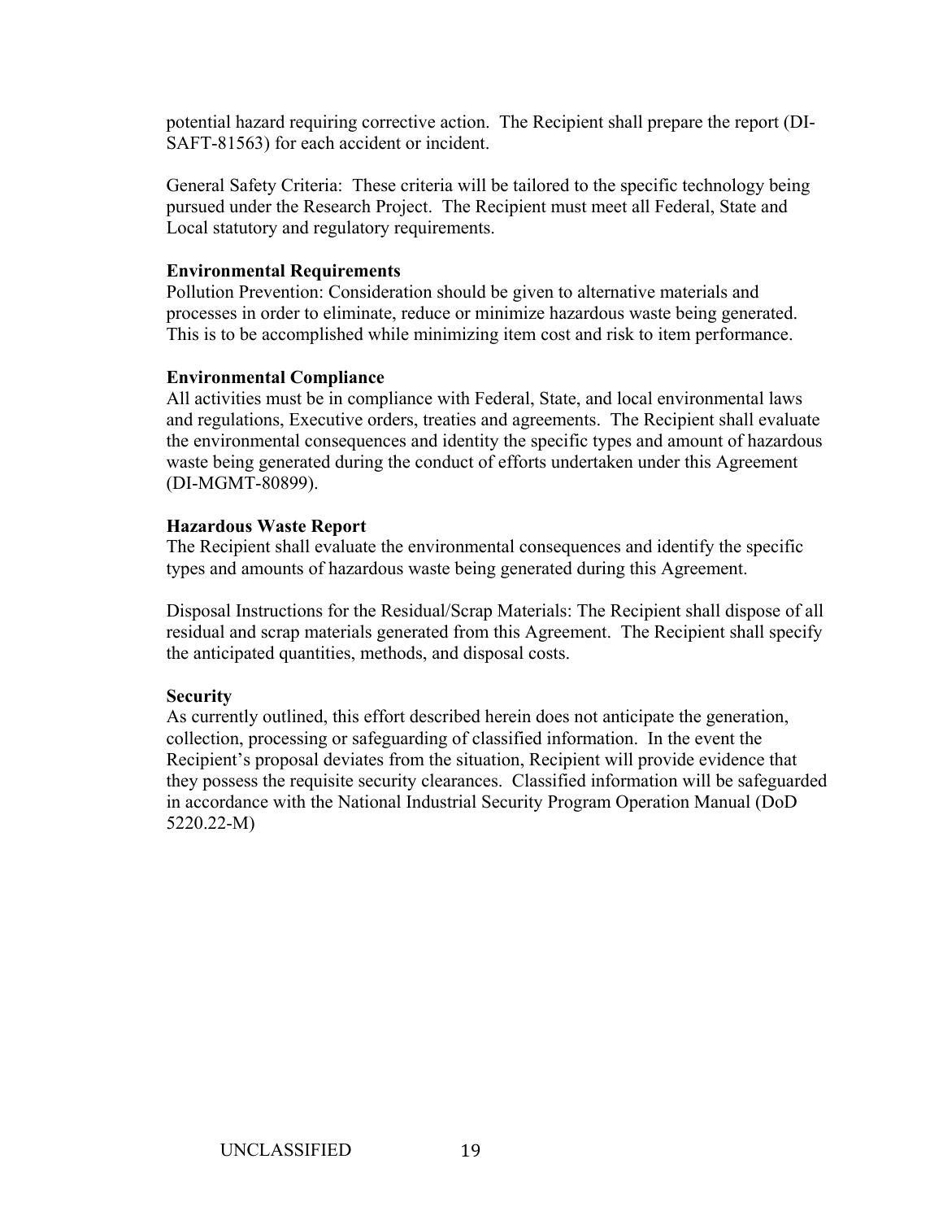potential hazard requiring corrective action. The Recipient shall prepare the report (DI-SAFT-81563) for each accident or incident.

General Safety Criteria: These criteria will be tailored to the specific technology being pursued under the Research Project. The Recipient must meet all Federal, State and Local statutory and regulatory requirements.

**Environmental Requirements**

Pollution Prevention: Consideration should be given to alternative materials and processes in order to eliminate, reduce or minimize hazardous waste being generated. This is to be accomplished while minimizing item cost and risk to item performance.

**Environmental Compliance**

All activities must be in compliance with Federal, State, and local environmental laws and regulations, Executive orders, treaties and agreements. The Recipient shall evaluate the environmental consequences and identity the specific types and amount of hazardous waste being generated during the conduct of efforts undertaken under this Agreement (DI-MGMT-80899).

**Hazardous Waste Report**

The Recipient shall evaluate the environmental consequences and identify the specific types and amounts of hazardous waste being generated during this Agreement.

Disposal Instructions for the Residual/Scrap Materials: The Recipient shall dispose of all residual and scrap materials generated from this Agreement. The Recipient shall specify the anticipated quantities, methods, and disposal costs.

**Security**

As currently outlined, this effort described herein does not anticipate the generation, collection, processing or safeguarding of classified information. In the event the Recipient's proposal deviates from the situation, Recipient will provide evidence that they possess the requisite security clearances. Classified information will be safeguarded in accordance with the National Industrial Security Program Operation Manual (DoD 5220.22-M)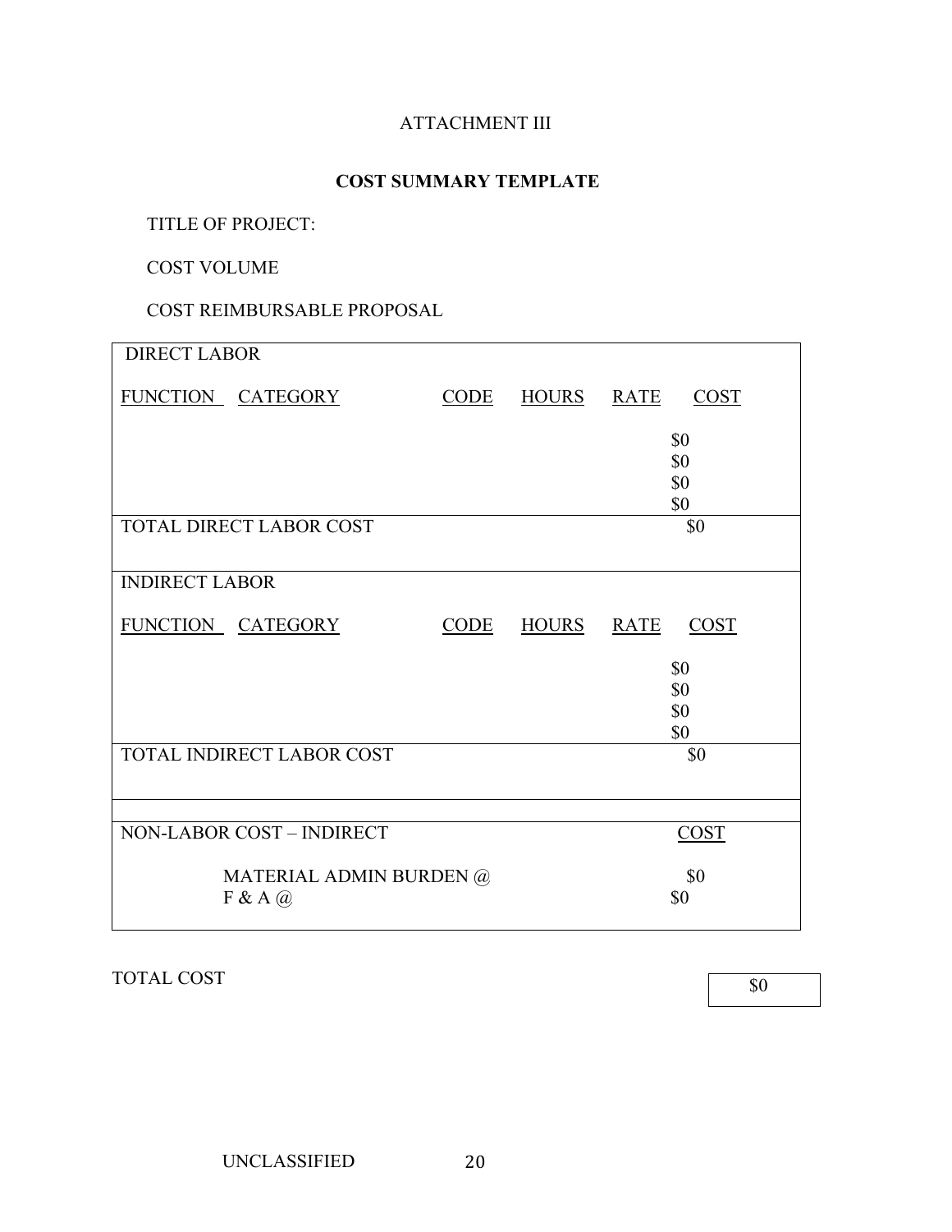ATTACHMENT III

**COST SUMMARY TEMPLATE**

TITLE OF PROJECT:

COST VOLUME

COST REIMBURSABLE PROPOSAL

| DIRECT LABOR | | | | | |
|---|---|---|---|---|---|
| FUNCTION | CATEGORY | CODE | HOURS | RATE | COST |
| | | | | | $0 |
| | | | | | $0 |
| | | | | | $0 |
| | | | | | $0 |
| TOTAL DIRECT LABOR COST | | | | | $0 |
| INDIRECT LABOR | | | | | |
| FUNCTION | CATEGORY | CODE | HOURS | RATE | COST |
| | | | | | $0 |
| | | | | | $0 |
| | | | | | $0 |
| | | | | | $0 |
| TOTAL INDIRECT LABOR COST | | | | | $0 |
| | | | | | |
| NON-LABOR COST – INDIRECT | | | | | COST |
| | MATERIAL ADMIN BURDEN @ | | | | $0 |
| | F & A @ | | | | $0 |

TOTAL COST $0

UNCLASSIFIED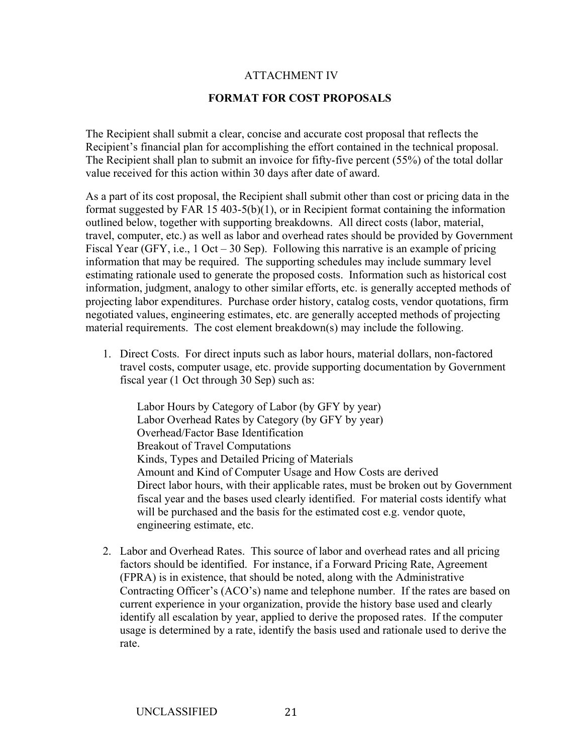ATTACHMENT IV

## FORMAT FOR COST PROPOSALS

The Recipient shall submit a clear, concise and accurate cost proposal that reflects the Recipient's financial plan for accomplishing the effort contained in the technical proposal. The Recipient shall plan to submit an invoice for fifty-five percent (55%) of the total dollar value received for this action within 30 days after date of award.

As a part of its cost proposal, the Recipient shall submit other than cost or pricing data in the format suggested by FAR 15 403-5(b)(1), or in Recipient format containing the information outlined below, together with supporting breakdowns. All direct costs (labor, material, travel, computer, etc.) as well as labor and overhead rates should be provided by Government Fiscal Year (GFY, i.e., 1 Oct – 30 Sep). Following this narrative is an example of pricing information that may be required. The supporting schedules may include summary level estimating rationale used to generate the proposed costs. Information such as historical cost information, judgment, analogy to other similar efforts, etc. is generally accepted methods of projecting labor expenditures. Purchase order history, catalog costs, vendor quotations, firm negotiated values, engineering estimates, etc. are generally accepted methods of projecting material requirements. The cost element breakdown(s) may include the following.

1. Direct Costs. For direct inputs such as labor hours, material dollars, non-factored travel costs, computer usage, etc. provide supporting documentation by Government fiscal year (1 Oct through 30 Sep) such as:

   Labor Hours by Category of Labor (by GFY by year)
   Labor Overhead Rates by Category (by GFY by year)
   Overhead/Factor Base Identification
   Breakout of Travel Computations
   Kinds, Types and Detailed Pricing of Materials
   Amount and Kind of Computer Usage and How Costs are derived
   Direct labor hours, with their applicable rates, must be broken out by Government fiscal year and the bases used clearly identified. For material costs identify what will be purchased and the basis for the estimated cost e.g. vendor quote, engineering estimate, etc.

2. Labor and Overhead Rates. This source of labor and overhead rates and all pricing factors should be identified. For instance, if a Forward Pricing Rate, Agreement (FPRA) is in existence, that should be noted, along with the Administrative Contracting Officer's (ACO's) name and telephone number. If the rates are based on current experience in your organization, provide the history base used and clearly identify all escalation by year, applied to derive the proposed rates. If the computer usage is determined by a rate, identify the basis used and rationale used to derive the rate.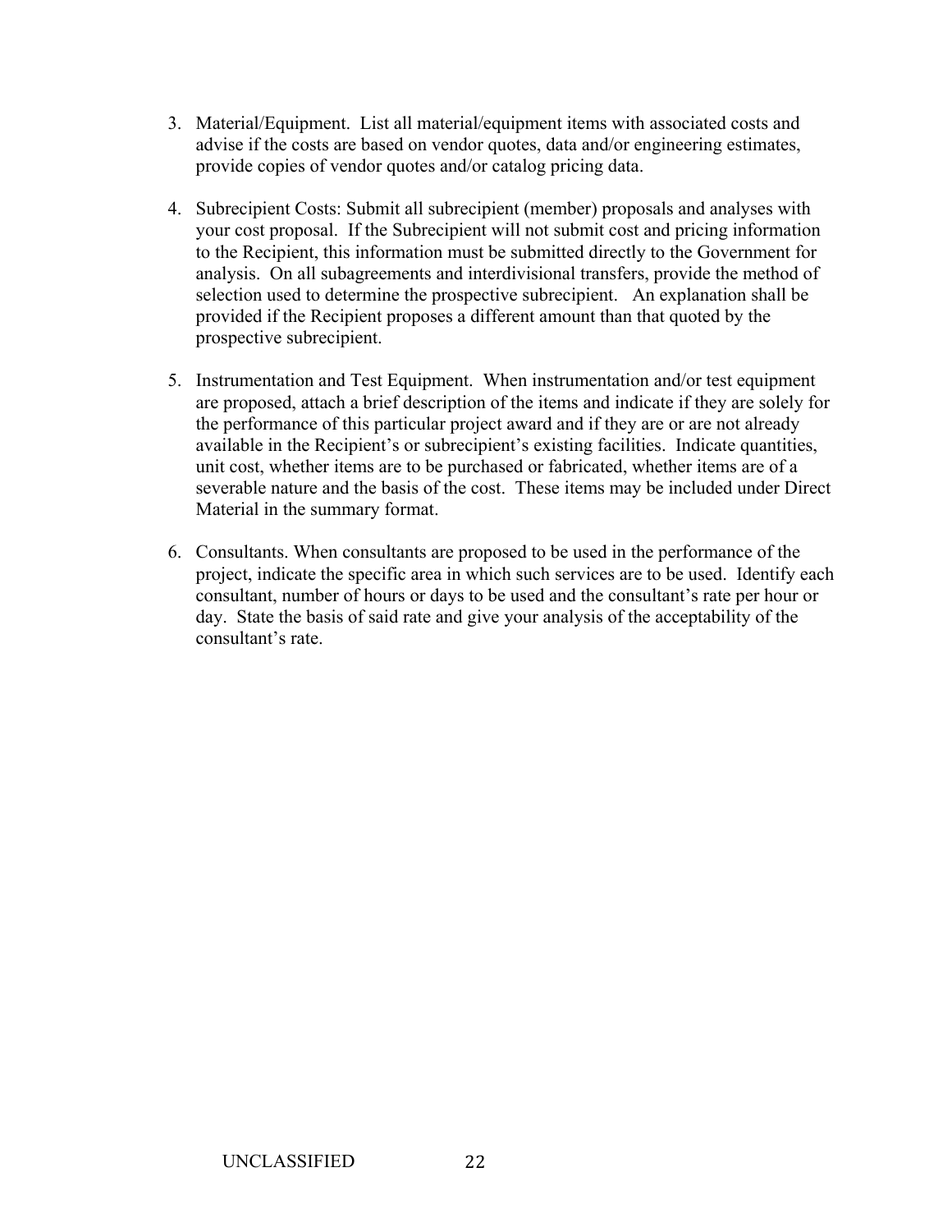3. Material/Equipment. List all material/equipment items with associated costs and advise if the costs are based on vendor quotes, data and/or engineering estimates, provide copies of vendor quotes and/or catalog pricing data.

4. Subrecipient Costs: Submit all subrecipient (member) proposals and analyses with your cost proposal. If the Subrecipient will not submit cost and pricing information to the Recipient, this information must be submitted directly to the Government for analysis. On all subagreements and interdivisional transfers, provide the method of selection used to determine the prospective subrecipient. An explanation shall be provided if the Recipient proposes a different amount than that quoted by the prospective subrecipient.

5. Instrumentation and Test Equipment. When instrumentation and/or test equipment are proposed, attach a brief description of the items and indicate if they are solely for the performance of this particular project award and if they are or are not already available in the Recipient's or subrecipient's existing facilities. Indicate quantities, unit cost, whether items are to be purchased or fabricated, whether items are of a severable nature and the basis of the cost. These items may be included under Direct Material in the summary format.

6. Consultants. When consultants are proposed to be used in the performance of the project, indicate the specific area in which such services are to be used. Identify each consultant, number of hours or days to be used and the consultant's rate per hour or day. State the basis of said rate and give your analysis of the acceptability of the consultant's rate.

UNCLASSIFIED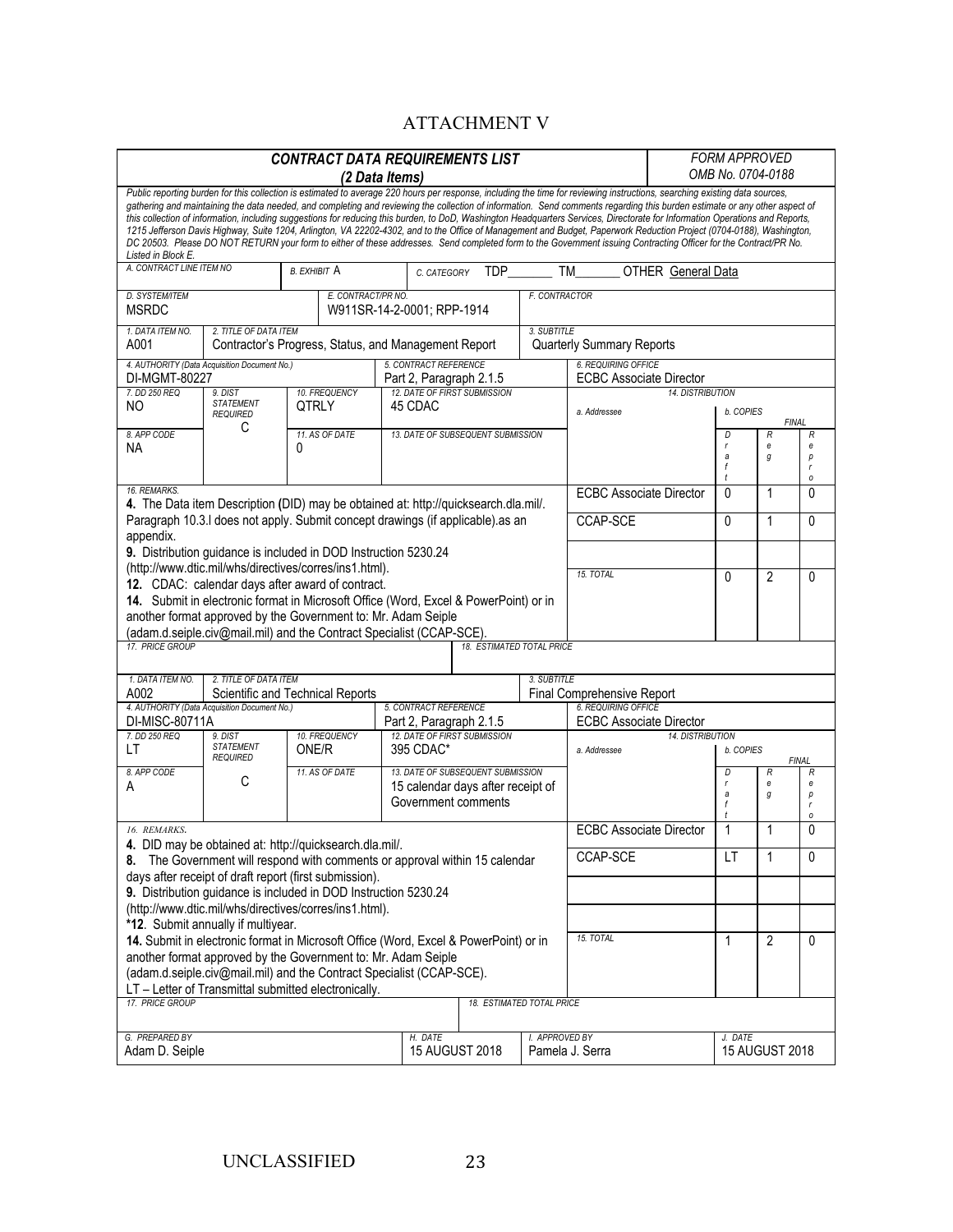# ATTACHMENT V

**CONTRACT DATA REQUIREMENTS LIST**
*(2 Data Items)*

*FORM APPROVED*
*OMB No. 0704-0188*

*Public reporting burden for this collection is estimated to average 220 hours per response, including the time for reviewing instructions, searching existing data sources, gathering and maintaining the data needed, and completing and reviewing the collection of information. Send comments regarding this burden estimate or any other aspect of this collection of information, including suggestions for reducing this burden, to DoD, Washington Headquarters Services, Directorate for Information Operations and Reports, 1215 Jefferson Davis Highway, Suite 1204, Arlington, VA 22202-4302, and to the Office of Management and Budget, Paperwork Reduction Project (0704-0188), Washington, DC 20503. Please DO NOT RETURN your form to either of these addresses. Send completed form to the Government issuing Contracting Officer for the Contract/PR No. Listed in Block E.*

| | |
|---|---|
| A. CONTRACT LINE ITEM NO | |
| B. EXHIBIT | A |
| C. CATEGORY | TDP_______ TM_______ OTHER General Data |
| D. SYSTEM/ITEM | MSRDC |
| E. CONTRACT/PR NO. | W911SR-14-2-0001; RPP-1914 |
| F. CONTRACTOR | |

## Data Item A001

| | |
|---|---|
| 1. DATA ITEM NO. | A001 |
| 2. TITLE OF DATA ITEM | Contractor's Progress, Status, and Management Report |
| 3. SUBTITLE | Quarterly Summary Reports |
| 4. AUTHORITY (Data Acquisition Document No.) | DI-MGMT-80227 |
| 5. CONTRACT REFERENCE | Part 2, Paragraph 2.1.5 |
| 6. REQUIRING OFFICE | ECBC Associate Director |
| 7. DD 250 REQ | NO |
| 8. APP CODE | NA |
| 9. DIST STATEMENT REQUIRED | C |
| 10. FREQUENCY | QTRLY |
| 11. AS OF DATE | 0 |
| 12. DATE OF FIRST SUBMISSION | 45 CDAC |
| 13. DATE OF SUBSEQUENT SUBMISSION | |

**14. DISTRIBUTION**

| a. Addressee | b. Copies: Draft | Final: Reg | Final: Repro |
|---|---|---|---|
| ECBC Associate Director | 0 | 1 | 0 |
| CCAP-SCE | 0 | 1 | 0 |
| 15. TOTAL | 0 | 2 | 0 |

16. REMARKS.

**4.** The Data item Description **(**DID) may be obtained at: http://quicksearch.dla.mil/.
Paragraph 10.3.l does not apply. Submit concept drawings (if applicable).as an appendix.
**9.** Distribution guidance is included in DOD Instruction 5230.24 (http://www.dtic.mil/whs/directives/corres/ins1.html).
**12.** CDAC: calendar days after award of contract.
**14.** Submit in electronic format in Microsoft Office (Word, Excel & PowerPoint) or in another format approved by the Government to: Mr. Adam Seiple (adam.d.seiple.civ@mail.mil) and the Contract Specialist (CCAP-SCE).

17. PRICE GROUP
18. ESTIMATED TOTAL PRICE

## Data Item A002

| | |
|---|---|
| 1. DATA ITEM NO. | A002 |
| 2. TITLE OF DATA ITEM | Scientific and Technical Reports |
| 3. SUBTITLE | Final Comprehensive Report |
| 4. AUTHORITY (Data Acquisition Document No.) | DI-MISC-80711A |
| 5. CONTRACT REFERENCE | Part 2, Paragraph 2.1.5 |
| 6. REQUIRING OFFICE | ECBC Associate Director |
| 7. DD 250 REQ | LT |
| 8. APP CODE | A |
| 9. DIST STATEMENT REQUIRED | C |
| 10. FREQUENCY | ONE/R |
| 11. AS OF DATE | |
| 12. DATE OF FIRST SUBMISSION | 395 CDAC* |
| 13. DATE OF SUBSEQUENT SUBMISSION | 15 calendar days after receipt of Government comments |

**14. DISTRIBUTION**

| a. Addressee | b. Copies: Draft | Final: Reg | Final: Repro |
|---|---|---|---|
| ECBC Associate Director | 1 | 1 | 0 |
| CCAP-SCE | LT | 1 | 0 |
| 15. TOTAL | 1 | 2 | 0 |

16. REMARKS.

**4.** DID may be obtained at: http://quicksearch.dla.mil/.
**8.** The Government will respond with comments or approval within 15 calendar days after receipt of draft report (first submission).
**9.** Distribution guidance is included in DOD Instruction 5230.24 (http://www.dtic.mil/whs/directives/corres/ins1.html).
**\*12**. Submit annually if multiyear.
**14.** Submit in electronic format in Microsoft Office (Word, Excel & PowerPoint) or in another format approved by the Government to: Mr. Adam Seiple (adam.d.seiple.civ@mail.mil) and the Contract Specialist (CCAP-SCE).
LT – Letter of Transmittal submitted electronically.

17. PRICE GROUP
18. ESTIMATED TOTAL PRICE

| G. PREPARED BY | H. DATE | I. APPROVED BY | J. DATE |
|---|---|---|---|
| Adam D. Seiple | 15 AUGUST 2018 | Pamela J. Serra | 15 AUGUST 2018 |

UNCLASSIFIED